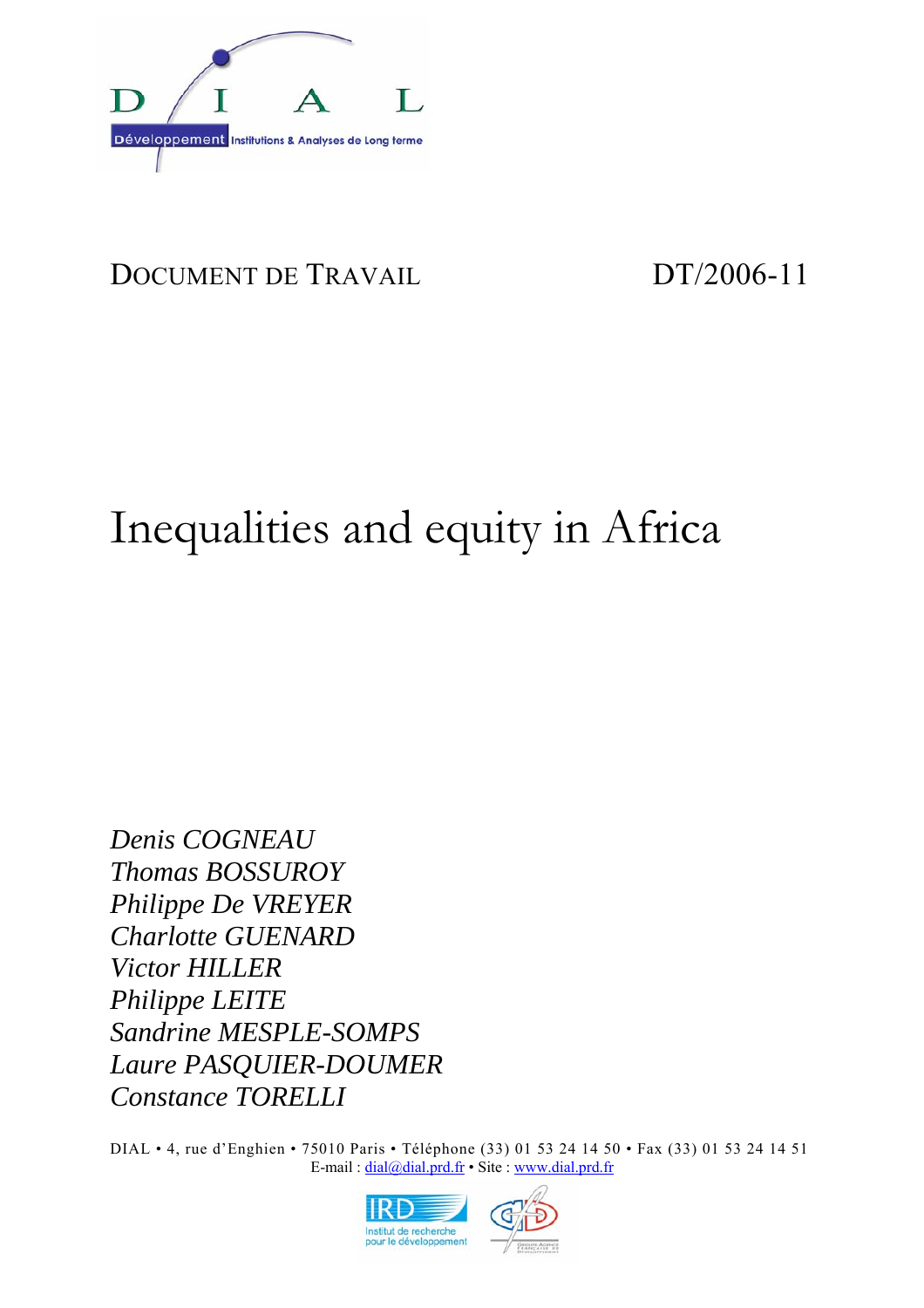DOCUMENT DE TRAVAIL DT/2006-11

# Inequalities and equity in Africa

*Denis COGNEAU*
*Thomas BOSSUROY*
*Philippe De VREYER*
*Charlotte GUENARD*
*Victor HILLER*
*Philippe LEITE*
*Sandrine MESPLE-SOMPS*
*Laure PASQUIER-DOUMER*
*Constance TORELLI*

DIAL • 4, rue d'Enghien • 75010 Paris • Téléphone (33) 01 53 24 14 50 • Fax (33) 01 53 24 14 51
E-mail : dial@dial.prd.fr • Site : www.dial.prd.fr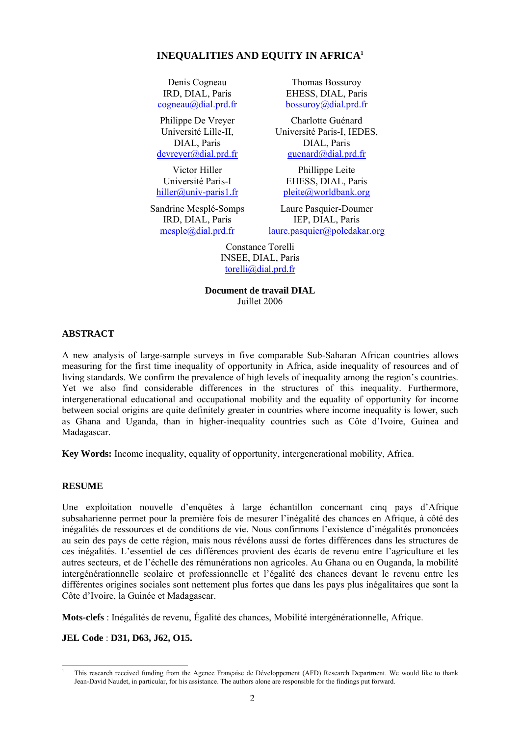# INEQUALITIES AND EQUITY IN AFRICA[1]

Denis Cogneau
IRD, DIAL, Paris
cogneau@dial.prd.fr

Thomas Bossuroy
EHESS, DIAL, Paris
bossuroy@dial.prd.fr

Philippe De Vreyer
Université Lille-II,
DIAL, Paris
devreyer@dial.prd.fr

Charlotte Guénard
Université Paris-I, IEDES,
DIAL, Paris
guenard@dial.prd.fr

Victor Hiller
Université Paris-I
hiller@univ-paris1.fr

Phillippe Leite
EHESS, DIAL, Paris
pleite@worldbank.org

Sandrine Mesplé-Somps
IRD, DIAL, Paris
mesple@dial.prd.fr

Laure Pasquier-Doumer
IEP, DIAL, Paris
laure.pasquier@poledakar.org

Constance Torelli
INSEE, DIAL, Paris
torelli@dial.prd.fr

**Document de travail DIAL**
Juillet 2006

## ABSTRACT

A new analysis of large-sample surveys in five comparable Sub-Saharan African countries allows measuring for the first time inequality of opportunity in Africa, aside inequality of resources and of living standards. We confirm the prevalence of high levels of inequality among the region's countries. Yet we also find considerable differences in the structures of this inequality. Furthermore, intergenerational educational and occupational mobility and the equality of opportunity for income between social origins are quite definitely greater in countries where income inequality is lower, such as Ghana and Uganda, than in higher-inequality countries such as Côte d'Ivoire, Guinea and Madagascar.

**Key Words:** Income inequality, equality of opportunity, intergenerational mobility, Africa.

## RESUME

Une exploitation nouvelle d'enquêtes à large échantillon concernant cinq pays d'Afrique subsaharienne permet pour la première fois de mesurer l'inégalité des chances en Afrique, à côté des inégalités de ressources et de conditions de vie. Nous confirmons l'existence d'inégalités prononcées au sein des pays de cette région, mais nous révélons aussi de fortes différences dans les structures de ces inégalités. L'essentiel de ces différences provient des écarts de revenu entre l'agriculture et les autres secteurs, et de l'échelle des rémunérations non agricoles. Au Ghana ou en Ouganda, la mobilité intergénérationnelle scolaire et professionnelle et l'égalité des chances devant le revenu entre les différentes origines sociales sont nettement plus fortes que dans les pays plus inégalitaires que sont la Côte d'Ivoire, la Guinée et Madagascar.

**Mots-clefs** : Inégalités de revenu, Égalité des chances, Mobilité intergénérationnelle, Afrique.

**JEL Code** : **D31, D63, J62, O15.**

---

[1] This research received funding from the Agence Française de Développement (AFD) Research Department. We would like to thank Jean-David Naudet, in particular, for his assistance. The authors alone are responsible for the findings put forward.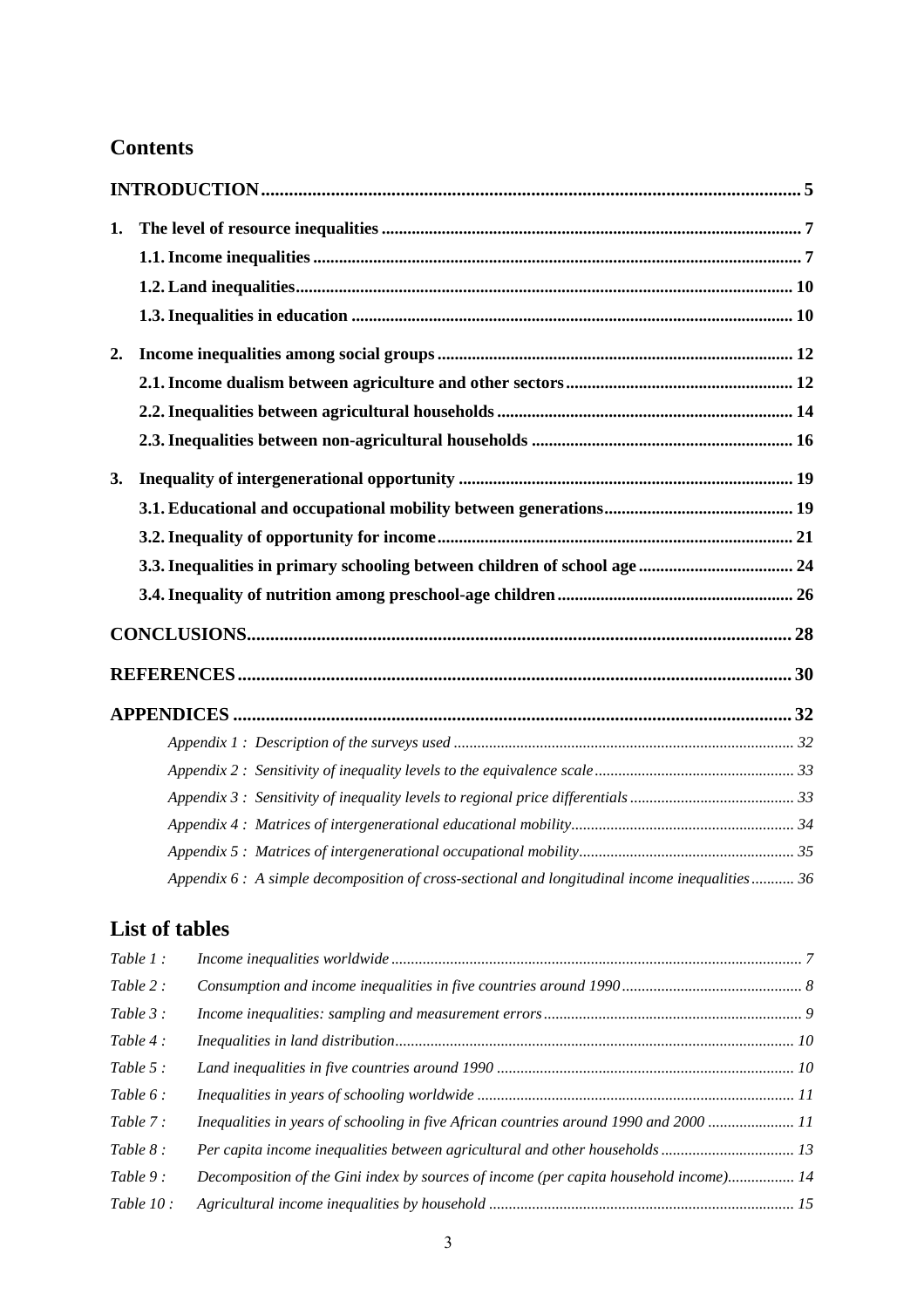## Contents

**INTRODUCTION** ..... 5

**1. The level of resource inequalities** ..... 7

- **1.1. Income inequalities** ..... 7
- **1.2. Land inequalities** ..... 10
- **1.3. Inequalities in education** ..... 10

**2. Income inequalities among social groups** ..... 12

- **2.1. Income dualism between agriculture and other sectors** ..... 12
- **2.2. Inequalities between agricultural households** ..... 14
- **2.3. Inequalities between non-agricultural households** ..... 16

**3. Inequality of intergenerational opportunity** ..... 19

- **3.1. Educational and occupational mobility between generations** ..... 19
- **3.2. Inequality of opportunity for income** ..... 21
- **3.3. Inequalities in primary schooling between children of school age** ..... 24
- **3.4. Inequality of nutrition among preschool-age children** ..... 26

**CONCLUSIONS** ..... 28

**REFERENCES** ..... 30

**APPENDICES** ..... 32

- *Appendix 1 : Description of the surveys used* ..... 32
- *Appendix 2 : Sensitivity of inequality levels to the equivalence scale* ..... 33
- *Appendix 3 : Sensitivity of inequality levels to regional price differentials* ..... 33
- *Appendix 4 : Matrices of intergenerational educational mobility* ..... 34
- *Appendix 5 : Matrices of intergenerational occupational mobility* ..... 35
- *Appendix 6 : A simple decomposition of cross-sectional and longitudinal income inequalities* ..... 36

## List of tables

*Table 1 :* *Income inequalities worldwide* ..... 7

*Table 2 :* *Consumption and income inequalities in five countries around 1990* ..... 8

*Table 3 :* *Income inequalities: sampling and measurement errors* ..... 9

*Table 4 :* *Inequalities in land distribution* ..... 10

*Table 5 :* *Land inequalities in five countries around 1990* ..... 10

*Table 6 :* *Inequalities in years of schooling worldwide* ..... 11

*Table 7 :* *Inequalities in years of schooling in five African countries around 1990 and 2000* ..... 11

*Table 8 :* *Per capita income inequalities between agricultural and other households* ..... 13

*Table 9 :* *Decomposition of the Gini index by sources of income (per capita household income)* ..... 14

*Table 10 :* *Agricultural income inequalities by household* ..... 15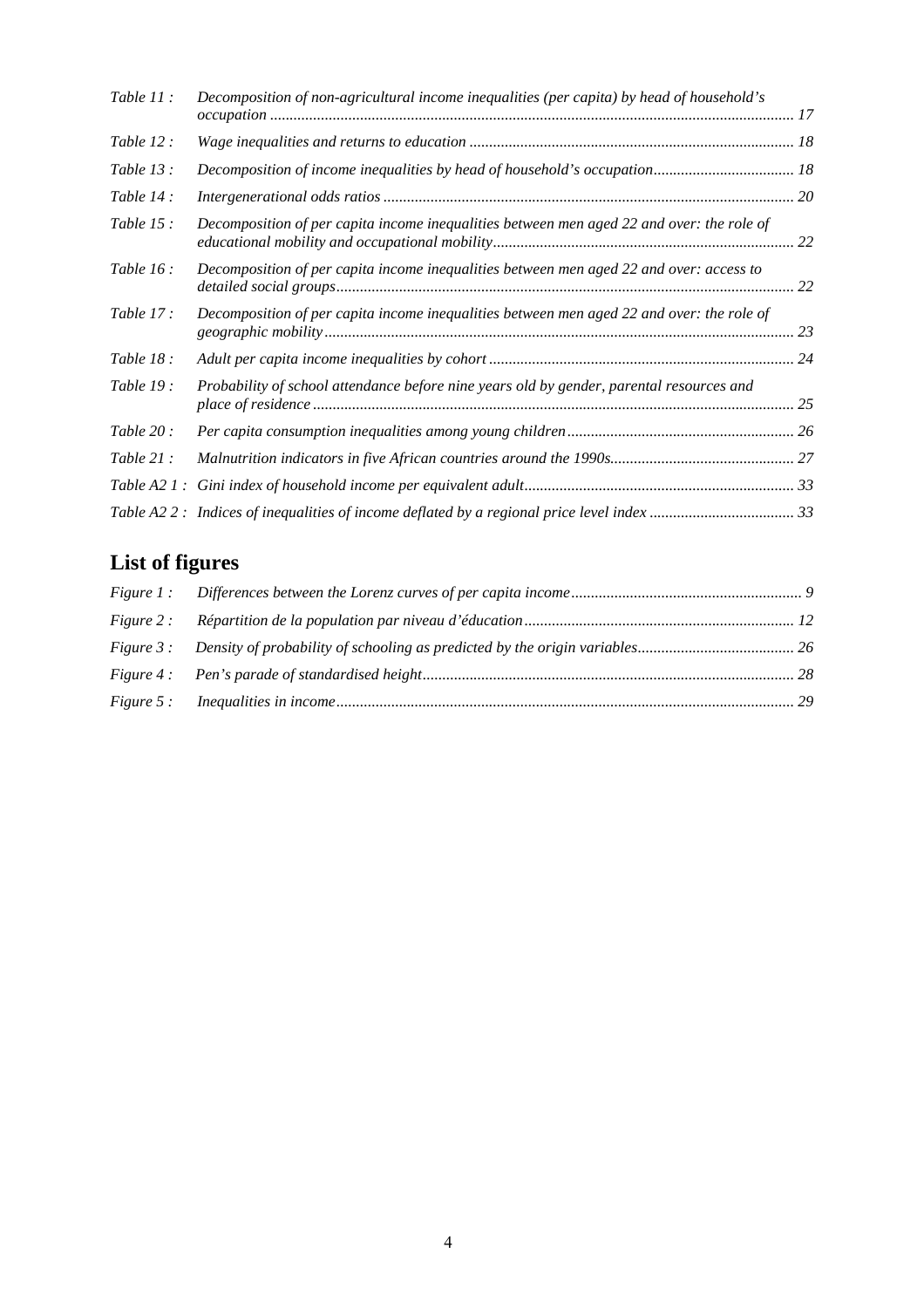*Table 11 :* *Decomposition of non-agricultural income inequalities (per capita) by head of household's occupation* ..................................................................................................................................... 17

*Table 12 :* *Wage inequalities and returns to education* .................................................................................. 18

*Table 13 :* *Decomposition of income inequalities by head of household's occupation*.................................... 18

*Table 14 :* *Intergenerational odds ratios* ....................................................................................................... 20

*Table 15 :* *Decomposition of per capita income inequalities between men aged 22 and over: the role of educational mobility and occupational mobility*............................................................................ 22

*Table 16 :* *Decomposition of per capita income inequalities between men aged 22 and over: access to detailed social groups*.................................................................................................................... 22

*Table 17 :* *Decomposition of per capita income inequalities between men aged 22 and over: the role of geographic mobility*....................................................................................................................... 23

*Table 18 :* *Adult per capita income inequalities by cohort* ............................................................................. 24

*Table 19 :* *Probability of school attendance before nine years old by gender, parental resources and place of residence* .......................................................................................................................... 25

*Table 20 :* *Per capita consumption inequalities among young children*.......................................................... 26

*Table 21 :* *Malnutrition indicators in five African countries around the 1990s*.............................................. 27

*Table A2 1 :* *Gini index of household income per equivalent adult*.................................................................... 33

*Table A2 2 :* *Indices of inequalities of income deflated by a regional price level index* ..................................... 33

## List of figures

*Figure 1 :* *Differences between the Lorenz curves of per capita income*........................................................... 9

*Figure 2 :* *Répartition de la population par niveau d'éducation*.................................................................... 12

*Figure 3 :* *Density of probability of schooling as predicted by the origin variables*........................................ 26

*Figure 4 :* *Pen's parade of standardised height*............................................................................................. 28

*Figure 5 :* *Inequalities in income*.................................................................................................................... 29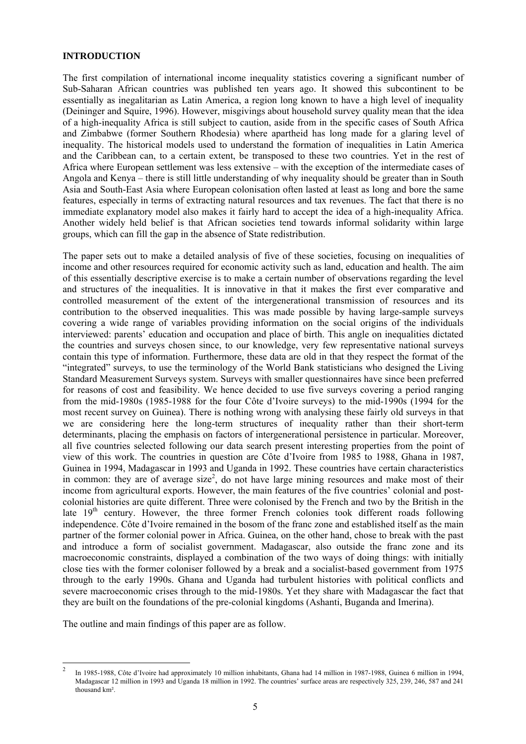**INTRODUCTION**

The first compilation of international income inequality statistics covering a significant number of Sub-Saharan African countries was published ten years ago. It showed this subcontinent to be essentially as inegalitarian as Latin America, a region long known to have a high level of inequality (Deininger and Squire, 1996). However, misgivings about household survey quality mean that the idea of a high-inequality Africa is still subject to caution, aside from in the specific cases of South Africa and Zimbabwe (former Southern Rhodesia) where apartheid has long made for a glaring level of inequality. The historical models used to understand the formation of inequalities in Latin America and the Caribbean can, to a certain extent, be transposed to these two countries. Yet in the rest of Africa where European settlement was less extensive – with the exception of the intermediate cases of Angola and Kenya – there is still little understanding of why inequality should be greater than in South Asia and South-East Asia where European colonisation often lasted at least as long and bore the same features, especially in terms of extracting natural resources and tax revenues. The fact that there is no immediate explanatory model also makes it fairly hard to accept the idea of a high-inequality Africa. Another widely held belief is that African societies tend towards informal solidarity within large groups, which can fill the gap in the absence of State redistribution.

The paper sets out to make a detailed analysis of five of these societies, focusing on inequalities of income and other resources required for economic activity such as land, education and health. The aim of this essentially descriptive exercise is to make a certain number of observations regarding the level and structures of the inequalities. It is innovative in that it makes the first ever comparative and controlled measurement of the extent of the intergenerational transmission of resources and its contribution to the observed inequalities. This was made possible by having large-sample surveys covering a wide range of variables providing information on the social origins of the individuals interviewed: parents' education and occupation and place of birth. This angle on inequalities dictated the countries and surveys chosen since, to our knowledge, very few representative national surveys contain this type of information. Furthermore, these data are old in that they respect the format of the "integrated" surveys, to use the terminology of the World Bank statisticians who designed the Living Standard Measurement Surveys system. Surveys with smaller questionnaires have since been preferred for reasons of cost and feasibility. We hence decided to use five surveys covering a period ranging from the mid-1980s (1985-1988 for the four Côte d'Ivoire surveys) to the mid-1990s (1994 for the most recent survey on Guinea). There is nothing wrong with analysing these fairly old surveys in that we are considering here the long-term structures of inequality rather than their short-term determinants, placing the emphasis on factors of intergenerational persistence in particular. Moreover, all five countries selected following our data search present interesting properties from the point of view of this work. The countries in question are Côte d'Ivoire from 1985 to 1988, Ghana in 1987, Guinea in 1994, Madagascar in 1993 and Uganda in 1992. These countries have certain characteristics in common: they are of average size[2], do not have large mining resources and make most of their income from agricultural exports. However, the main features of the five countries' colonial and post-colonial histories are quite different. Three were colonised by the French and two by the British in the late 19th century. However, the three former French colonies took different roads following independence. Côte d'Ivoire remained in the bosom of the franc zone and established itself as the main partner of the former colonial power in Africa. Guinea, on the other hand, chose to break with the past and introduce a form of socialist government. Madagascar, also outside the franc zone and its macroeconomic constraints, displayed a combination of the two ways of doing things: with initially close ties with the former coloniser followed by a break and a socialist-based government from 1975 through to the early 1990s. Ghana and Uganda had turbulent histories with political conflicts and severe macroeconomic crises through to the mid-1980s. Yet they share with Madagascar the fact that they are built on the foundations of the pre-colonial kingdoms (Ashanti, Buganda and Imerina).

The outline and main findings of this paper are as follow.

---

[2] In 1985-1988, Côte d'Ivoire had approximately 10 million inhabitants, Ghana had 14 million in 1987-1988, Guinea 6 million in 1994, Madagascar 12 million in 1993 and Uganda 18 million in 1992. The countries' surface areas are respectively 325, 239, 246, 587 and 241 thousand km².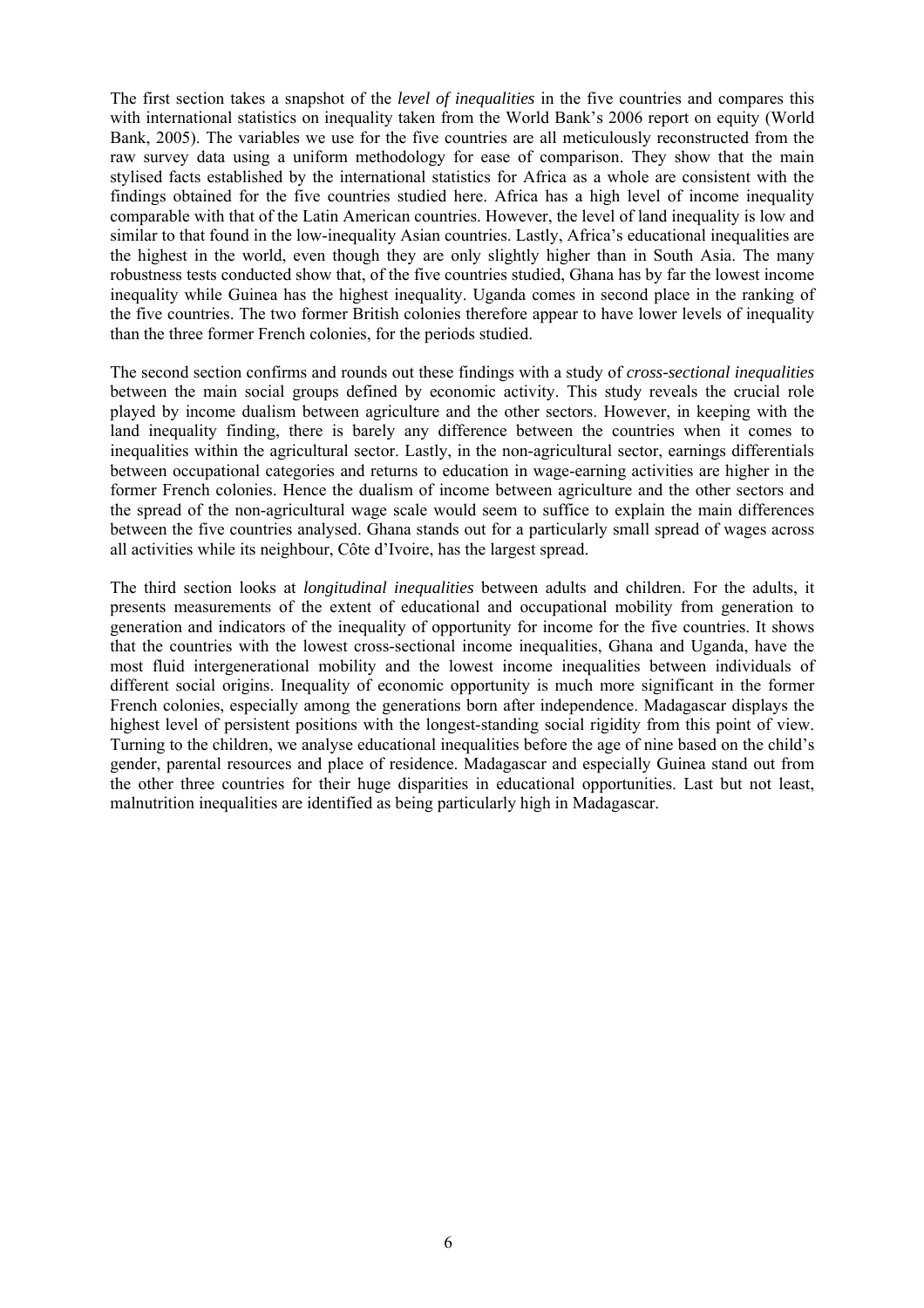The first section takes a snapshot of the *level of inequalities* in the five countries and compares this with international statistics on inequality taken from the World Bank's 2006 report on equity (World Bank, 2005). The variables we use for the five countries are all meticulously reconstructed from the raw survey data using a uniform methodology for ease of comparison. They show that the main stylised facts established by the international statistics for Africa as a whole are consistent with the findings obtained for the five countries studied here. Africa has a high level of income inequality comparable with that of the Latin American countries. However, the level of land inequality is low and similar to that found in the low-inequality Asian countries. Lastly, Africa's educational inequalities are the highest in the world, even though they are only slightly higher than in South Asia. The many robustness tests conducted show that, of the five countries studied, Ghana has by far the lowest income inequality while Guinea has the highest inequality. Uganda comes in second place in the ranking of the five countries. The two former British colonies therefore appear to have lower levels of inequality than the three former French colonies, for the periods studied.

The second section confirms and rounds out these findings with a study of *cross-sectional inequalities* between the main social groups defined by economic activity. This study reveals the crucial role played by income dualism between agriculture and the other sectors. However, in keeping with the land inequality finding, there is barely any difference between the countries when it comes to inequalities within the agricultural sector. Lastly, in the non-agricultural sector, earnings differentials between occupational categories and returns to education in wage-earning activities are higher in the former French colonies. Hence the dualism of income between agriculture and the other sectors and the spread of the non-agricultural wage scale would seem to suffice to explain the main differences between the five countries analysed. Ghana stands out for a particularly small spread of wages across all activities while its neighbour, Côte d'Ivoire, has the largest spread.

The third section looks at *longitudinal inequalities* between adults and children. For the adults, it presents measurements of the extent of educational and occupational mobility from generation to generation and indicators of the inequality of opportunity for income for the five countries. It shows that the countries with the lowest cross-sectional income inequalities, Ghana and Uganda, have the most fluid intergenerational mobility and the lowest income inequalities between individuals of different social origins. Inequality of economic opportunity is much more significant in the former French colonies, especially among the generations born after independence. Madagascar displays the highest level of persistent positions with the longest-standing social rigidity from this point of view. Turning to the children, we analyse educational inequalities before the age of nine based on the child's gender, parental resources and place of residence. Madagascar and especially Guinea stand out from the other three countries for their huge disparities in educational opportunities. Last but not least, malnutrition inequalities are identified as being particularly high in Madagascar.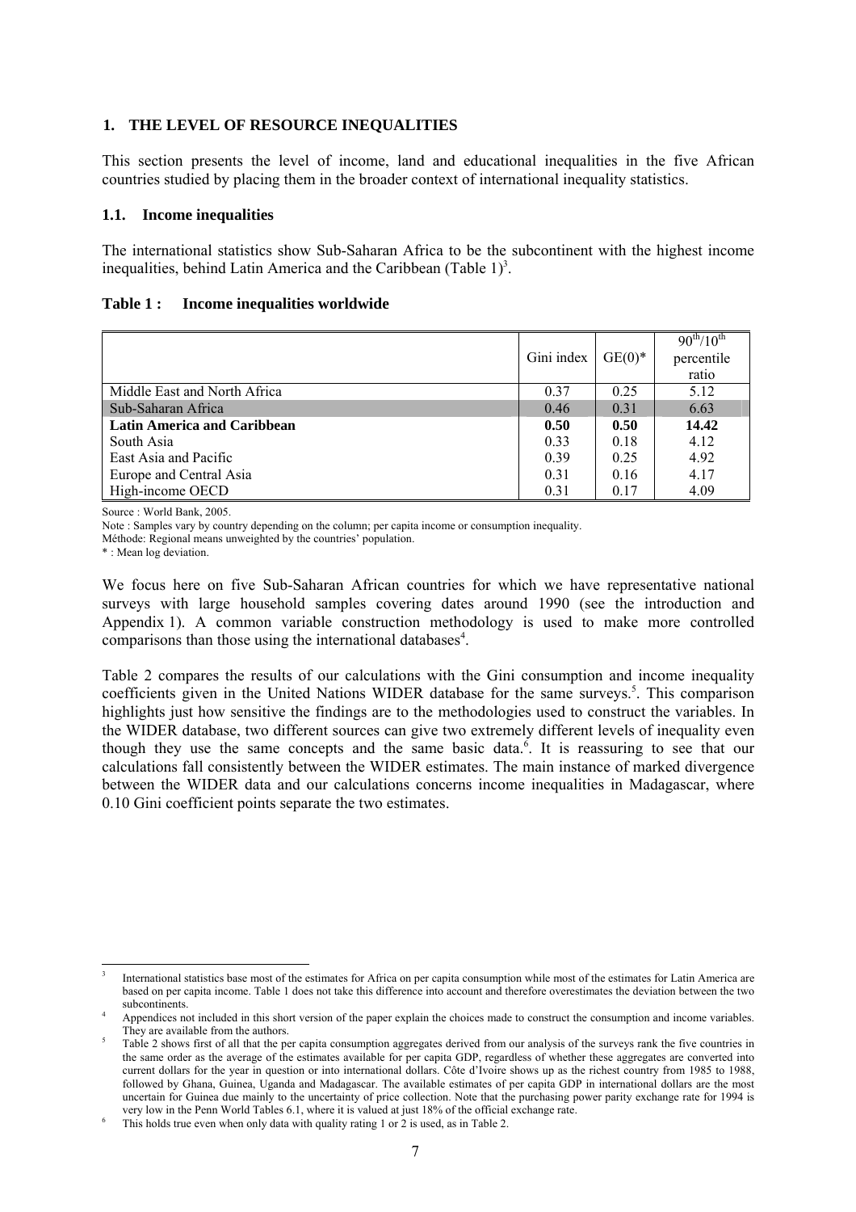## 1. THE LEVEL OF RESOURCE INEQUALITIES

This section presents the level of income, land and educational inequalities in the five African countries studied by placing them in the broader context of international inequality statistics.

### 1.1. Income inequalities

The international statistics show Sub-Saharan Africa to be the subcontinent with the highest income inequalities, behind Latin America and the Caribbean (Table 1)[3].

**Table 1 : Income inequalities worldwide**

| | Gini index | GE(0)* | $90^{th}/10^{th}$ percentile ratio |
|---|---|---|---|
| Middle East and North Africa | 0.37 | 0.25 | 5.12 |
| Sub-Saharan Africa | 0.46 | 0.31 | 6.63 |
| **Latin America and Caribbean** | **0.50** | **0.50** | **14.42** |
| South Asia | 0.33 | 0.18 | 4.12 |
| East Asia and Pacific | 0.39 | 0.25 | 4.92 |
| Europe and Central Asia | 0.31 | 0.16 | 4.17 |
| High-income OECD | 0.31 | 0.17 | 4.09 |

Source : World Bank, 2005.

Note : Samples vary by country depending on the column; per capita income or consumption inequality.

Méthode: Regional means unweighted by the countries' population.

* : Mean log deviation.

We focus here on five Sub-Saharan African countries for which we have representative national surveys with large household samples covering dates around 1990 (see the introduction and Appendix 1). A common variable construction methodology is used to make more controlled comparisons than those using the international databases[4].

Table 2 compares the results of our calculations with the Gini consumption and income inequality coefficients given in the United Nations WIDER database for the same surveys.[5]. This comparison highlights just how sensitive the findings are to the methodologies used to construct the variables. In the WIDER database, two different sources can give two extremely different levels of inequality even though they use the same concepts and the same basic data.[6]. It is reassuring to see that our calculations fall consistently between the WIDER estimates. The main instance of marked divergence between the WIDER data and our calculations concerns income inequalities in Madagascar, where 0.10 Gini coefficient points separate the two estimates.

---

[3] International statistics base most of the estimates for Africa on per capita consumption while most of the estimates for Latin America are based on per capita income. Table 1 does not take this difference into account and therefore overestimates the deviation between the two subcontinents.

[4] Appendices not included in this short version of the paper explain the choices made to construct the consumption and income variables. They are available from the authors.

[5] Table 2 shows first of all that the per capita consumption aggregates derived from our analysis of the surveys rank the five countries in the same order as the average of the estimates available for per capita GDP, regardless of whether these aggregates are converted into current dollars for the year in question or into international dollars. Côte d'Ivoire shows up as the richest country from 1985 to 1988, followed by Ghana, Guinea, Uganda and Madagascar. The available estimates of per capita GDP in international dollars are the most uncertain for Guinea due mainly to the uncertainty of price collection. Note that the purchasing power parity exchange rate for 1994 is very low in the Penn World Tables 6.1, where it is valued at just 18% of the official exchange rate.

[6] This holds true even when only data with quality rating 1 or 2 is used, as in Table 2.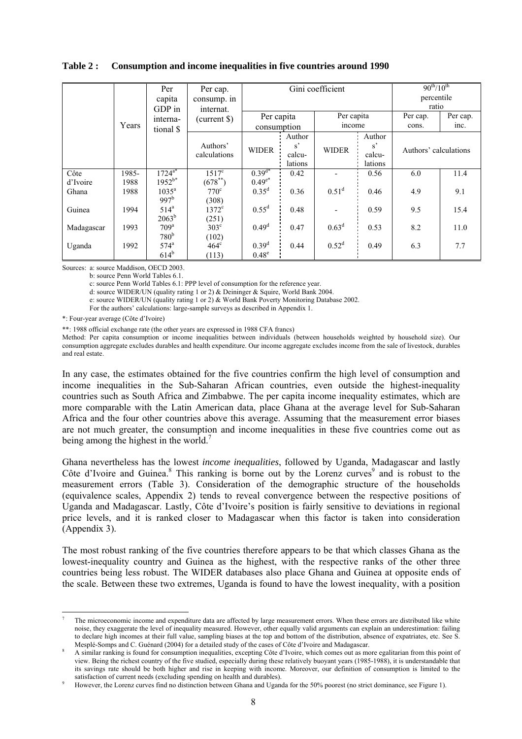**Table 2 : Consumption and income inequalities in five countries around 1990**

| | Years | Per capita GDP in interna-tional $ | Per cap. consump. in internat. (current $) | Gini coefficient | | | | $90^{th}/10^{th}$ percentile ratio | |
|---|---|---|---|---|---|---|---|---|---|
| | | | | Per capita consumption | | Per capita income | | Per cap. cons. | Per cap. inc. |
| | | | Authors' calculations | WIDER | Authors' calcu-lations | WIDER | Authors' calcu-lations | Authors' calculations | |
| Côte d'Ivoire | 1985-1988 | 1724[a*] 1952[b*] | 1517[c] (678[**]) | 0.39[d*] 0.49[e*] | 0.42 | - | 0.56 | 6.0 | 11.4 |
| Ghana | 1988 | 1035[a] 997[b] | 770[c] (308) | 0.35[d] | 0.36 | 0.51[d] | 0.46 | 4.9 | 9.1 |
| Guinea | 1994 | 514[a] 2063[b] | 1372[c] (251) | 0.55[d] | 0.48 | - | 0.59 | 9.5 | 15.4 |
| Madagascar | 1993 | 709[a] 780[b] | 303[c] (102) | 0.49[d] | 0.47 | 0.63[d] | 0.53 | 8.2 | 11.0 |
| Uganda | 1992 | 574[a] 614[b] | 464[c] (113) | 0.39[d] 0.48[e] | 0.44 | 0.52[d] | 0.49 | 6.3 | 7.7 |

Sources: a: source Maddison, OECD 2003.
b: source Penn World Tables 6.1.
c: source Penn World Tables 6.1: PPP level of consumption for the reference year.
d: source WIDER/UN (quality rating 1 or 2) & Deininger & Squire, World Bank 2004.
e: source WIDER/UN (quality rating 1 or 2) & World Bank Poverty Monitoring Database 2002.
For the authors' calculations: large-sample surveys as described in Appendix 1.

*: Four-year average (Côte d'Ivoire)

**: 1988 official exchange rate (the other years are expressed in 1988 CFA francs)

Method: Per capita consumption or income inequalities between individuals (between households weighted by household size). Our consumption aggregate excludes durables and health expenditure. Our income aggregate excludes income from the sale of livestock, durables and real estate.

In any case, the estimates obtained for the five countries confirm the high level of consumption and income inequalities in the Sub-Saharan African countries, even outside the highest-inequality countries such as South Africa and Zimbabwe. The per capita income inequality estimates, which are more comparable with the Latin American data, place Ghana at the average level for Sub-Saharan Africa and the four other countries above this average. Assuming that the measurement error biases are not much greater, the consumption and income inequalities in these five countries come out as being among the highest in the world.[7]

Ghana nevertheless has the lowest *income inequalities*, followed by Uganda, Madagascar and lastly Côte d'Ivoire and Guinea.[8] This ranking is borne out by the Lorenz curves[9] and is robust to the measurement errors (Table 3). Consideration of the demographic structure of the households (equivalence scales, Appendix 2) tends to reveal convergence between the respective positions of Uganda and Madagascar. Lastly, Côte d'Ivoire's position is fairly sensitive to deviations in regional price levels, and it is ranked closer to Madagascar when this factor is taken into consideration (Appendix 3).

The most robust ranking of the five countries therefore appears to be that which classes Ghana as the lowest-inequality country and Guinea as the highest, with the respective ranks of the other three countries being less robust. The WIDER databases also place Ghana and Guinea at opposite ends of the scale. Between these two extremes, Uganda is found to have the lowest inequality, with a position

[7] The microeconomic income and expenditure data are affected by large measurement errors. When these errors are distributed like white noise, they exaggerate the level of inequality measured. However, other equally valid arguments can explain an underestimation: failing to declare high incomes at their full value, sampling biases at the top and bottom of the distribution, absence of expatriates, etc. See S. Mesplé-Somps and C. Guénard (2004) for a detailed study of the cases of Côte d'Ivoire and Madagascar.

[8] A similar ranking is found for consumption inequalities, excepting Côte d'Ivoire, which comes out as more egalitarian from this point of view. Being the richest country of the five studied, especially during these relatively buoyant years (1985-1988), it is understandable that its savings rate should be both higher and rise in keeping with income. Moreover, our definition of consumption is limited to the satisfaction of current needs (excluding spending on health and durables).

[9] However, the Lorenz curves find no distinction between Ghana and Uganda for the 50% poorest (no strict dominance, see Figure 1).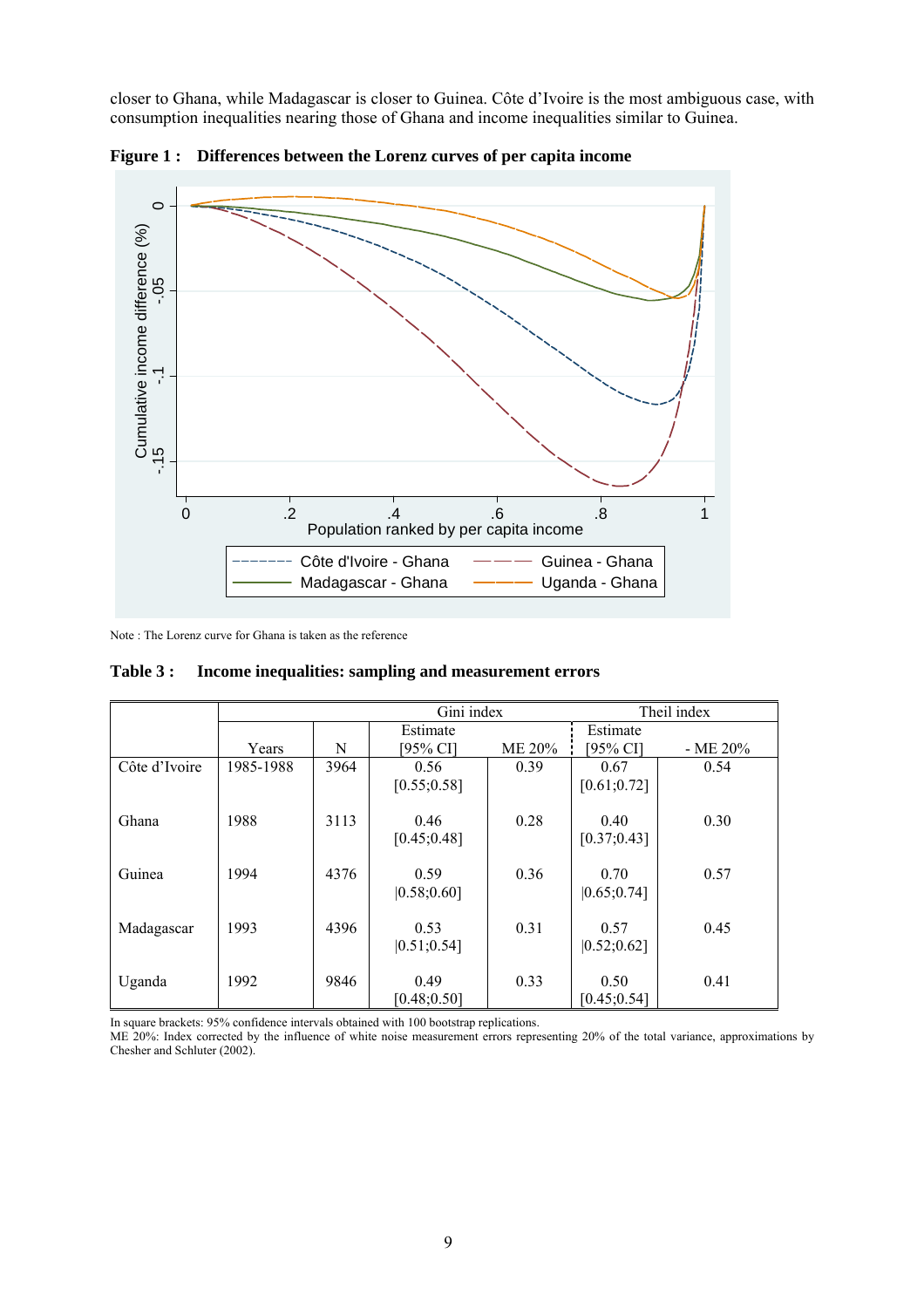closer to Ghana, while Madagascar is closer to Guinea. Côte d'Ivoire is the most ambiguous case, with consumption inequalities nearing those of Ghana and income inequalities similar to Guinea.

**Figure 1 : Differences between the Lorenz curves of per capita income**

Note : The Lorenz curve for Ghana is taken as the reference

**Table 3 : Income inequalities: sampling and measurement errors**

| | | | Gini index | | Theil index | |
|---|---|---|---|---|---|---|
| | Years | N | Estimate [95% CI] | ME 20% | Estimate [95% CI] | - ME 20% |
| Côte d'Ivoire | 1985-1988 | 3964 | 0.56 [0.55;0.58] | 0.39 | 0.67 [0.61;0.72] | 0.54 |
| Ghana | 1988 | 3113 | 0.46 [0.45;0.48] | 0.28 | 0.40 [0.37;0.43] | 0.30 |
| Guinea | 1994 | 4376 | 0.59 [0.58;0.60] | 0.36 | 0.70 [0.65;0.74] | 0.57 |
| Madagascar | 1993 | 4396 | 0.53 [0.51;0.54] | 0.31 | 0.57 [0.52;0.62] | 0.45 |
| Uganda | 1992 | 9846 | 0.49 [0.48;0.50] | 0.33 | 0.50 [0.45;0.54] | 0.41 |

In square brackets: 95% confidence intervals obtained with 100 bootstrap replications.
ME 20%: Index corrected by the influence of white noise measurement errors representing 20% of the total variance, approximations by Chesher and Schluter (2002).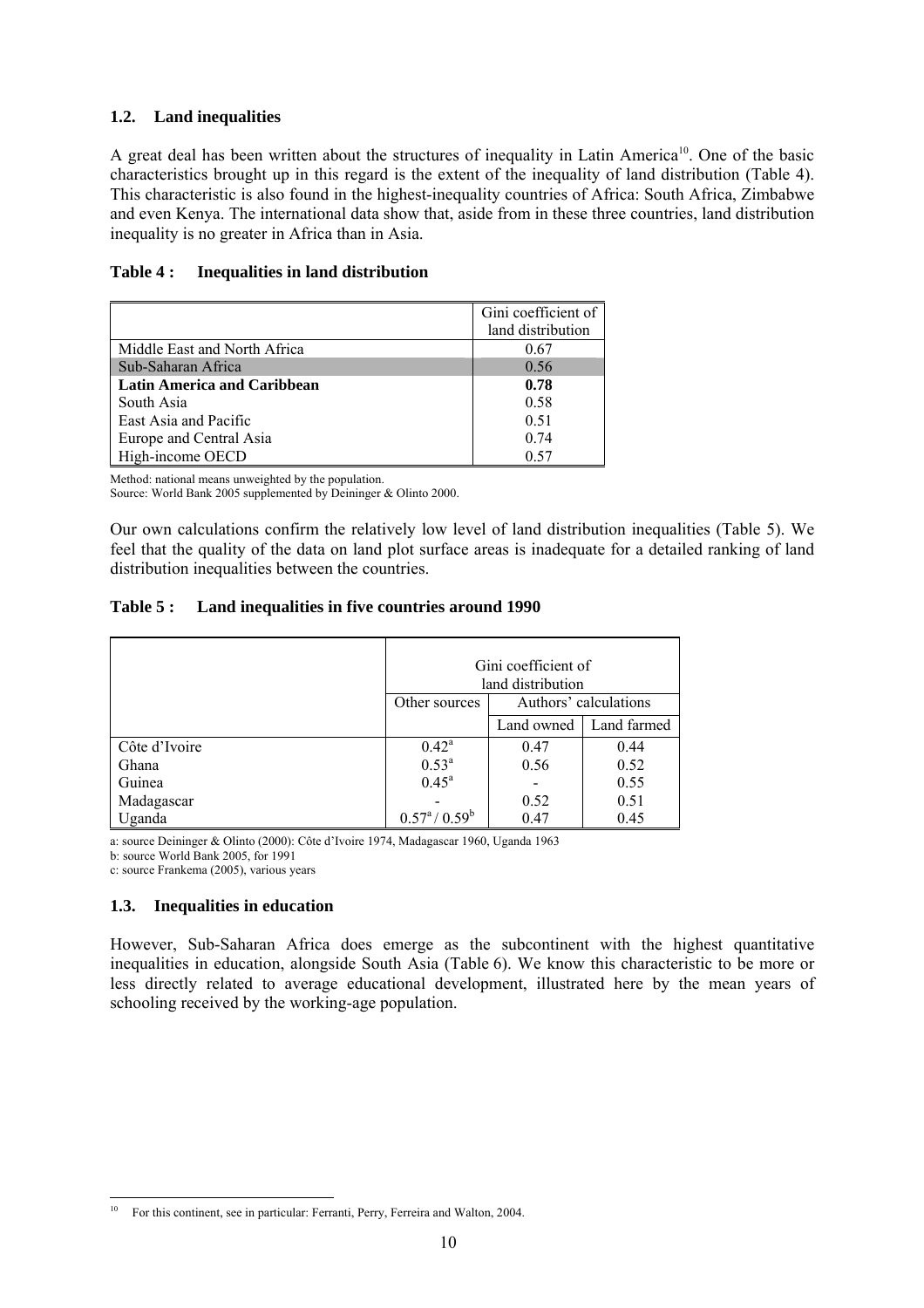### 1.2. Land inequalities

A great deal has been written about the structures of inequality in Latin America[10]. One of the basic characteristics brought up in this regard is the extent of the inequality of land distribution (Table 4). This characteristic is also found in the highest-inequality countries of Africa: South Africa, Zimbabwe and even Kenya. The international data show that, aside from in these three countries, land distribution inequality is no greater in Africa than in Asia.

**Table 4 : Inequalities in land distribution**

| | Gini coefficient of land distribution |
|---|---|
| Middle East and North Africa | 0.67 |
| Sub-Saharan Africa | 0.56 |
| **Latin America and Caribbean** | **0.78** |
| South Asia | 0.58 |
| East Asia and Pacific | 0.51 |
| Europe and Central Asia | 0.74 |
| High-income OECD | 0.57 |

Method: national means unweighted by the population.
Source: World Bank 2005 supplemented by Deininger & Olinto 2000.

Our own calculations confirm the relatively low level of land distribution inequalities (Table 5). We feel that the quality of the data on land plot surface areas is inadequate for a detailed ranking of land distribution inequalities between the countries.

**Table 5 : Land inequalities in five countries around 1990**

| | Gini coefficient of land distribution | | |
|---|---|---|---|
| | Other sources | Authors' calculations | |
| | | Land owned | Land farmed |
| Côte d'Ivoire | 0.42[a] | 0.47 | 0.44 |
| Ghana | 0.53[a] | 0.56 | 0.52 |
| Guinea | 0.45[a] | - | 0.55 |
| Madagascar | - | 0.52 | 0.51 |
| Uganda | 0.57[a] / 0.59[b] | 0.47 | 0.45 |

a: source Deininger & Olinto (2000): Côte d'Ivoire 1974, Madagascar 1960, Uganda 1963
b: source World Bank 2005, for 1991
c: source Frankema (2005), various years

### 1.3. Inequalities in education

However, Sub-Saharan Africa does emerge as the subcontinent with the highest quantitative inequalities in education, alongside South Asia (Table 6). We know this characteristic to be more or less directly related to average educational development, illustrated here by the mean years of schooling received by the working-age population.

---

[10] For this continent, see in particular: Ferranti, Perry, Ferreira and Walton, 2004.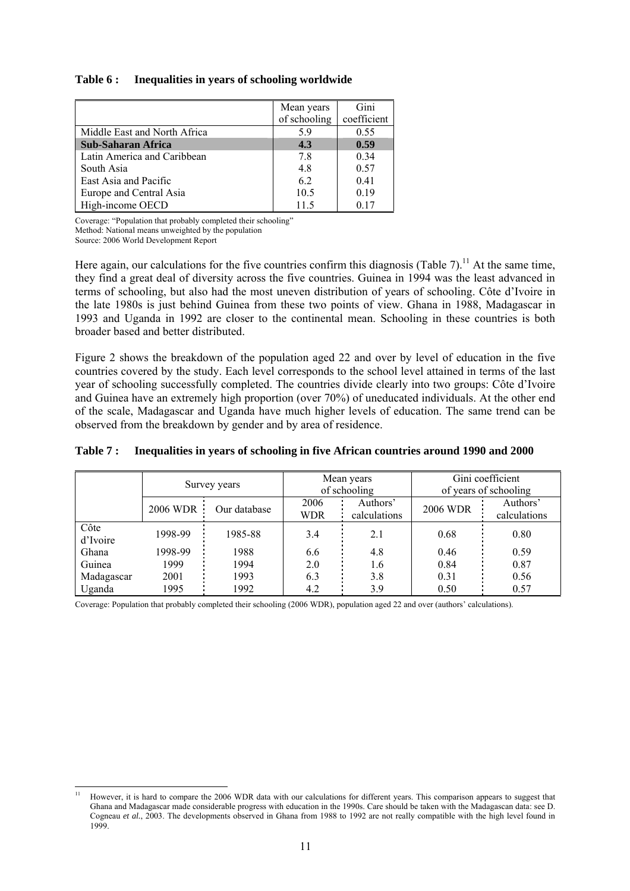**Table 6 : Inequalities in years of schooling worldwide**

| | Mean years of schooling | Gini coefficient |
|---|---|---|
| Middle East and North Africa | 5.9 | 0.55 |
| **Sub-Saharan Africa** | **4.3** | **0.59** |
| Latin America and Caribbean | 7.8 | 0.34 |
| South Asia | 4.8 | 0.57 |
| East Asia and Pacific | 6.2 | 0.41 |
| Europe and Central Asia | 10.5 | 0.19 |
| High-income OECD | 11.5 | 0.17 |

Coverage: "Population that probably completed their schooling"
Method: National means unweighted by the population
Source: 2006 World Development Report

Here again, our calculations for the five countries confirm this diagnosis (Table 7).[11] At the same time, they find a great deal of diversity across the five countries. Guinea in 1994 was the least advanced in terms of schooling, but also had the most uneven distribution of years of schooling. Côte d'Ivoire in the late 1980s is just behind Guinea from these two points of view. Ghana in 1988, Madagascar in 1993 and Uganda in 1992 are closer to the continental mean. Schooling in these countries is both broader based and better distributed.

Figure 2 shows the breakdown of the population aged 22 and over by level of education in the five countries covered by the study. Each level corresponds to the school level attained in terms of the last year of schooling successfully completed. The countries divide clearly into two groups: Côte d'Ivoire and Guinea have an extremely high proportion (over 70%) of uneducated individuals. At the other end of the scale, Madagascar and Uganda have much higher levels of education. The same trend can be observed from the breakdown by gender and by area of residence.

**Table 7 : Inequalities in years of schooling in five African countries around 1990 and 2000**

| | Survey years | | Mean years of schooling | | Gini coefficient of years of schooling | |
|---|---|---|---|---|---|---|
| | 2006 WDR | Our database | 2006 WDR | Authors' calculations | 2006 WDR | Authors' calculations |
| Côte d'Ivoire | 1998-99 | 1985-88 | 3.4 | 2.1 | 0.68 | 0.80 |
| Ghana | 1998-99 | 1988 | 6.6 | 4.8 | 0.46 | 0.59 |
| Guinea | 1999 | 1994 | 2.0 | 1.6 | 0.84 | 0.87 |
| Madagascar | 2001 | 1993 | 6.3 | 3.8 | 0.31 | 0.56 |
| Uganda | 1995 | 1992 | 4.2 | 3.9 | 0.50 | 0.57 |

Coverage: Population that probably completed their schooling (2006 WDR), population aged 22 and over (authors' calculations).

[11] However, it is hard to compare the 2006 WDR data with our calculations for different years. This comparison appears to suggest that Ghana and Madagascar made considerable progress with education in the 1990s. Care should be taken with the Madagascan data: see D. Cogneau *et al.*, 2003. The developments observed in Ghana from 1988 to 1992 are not really compatible with the high level found in 1999.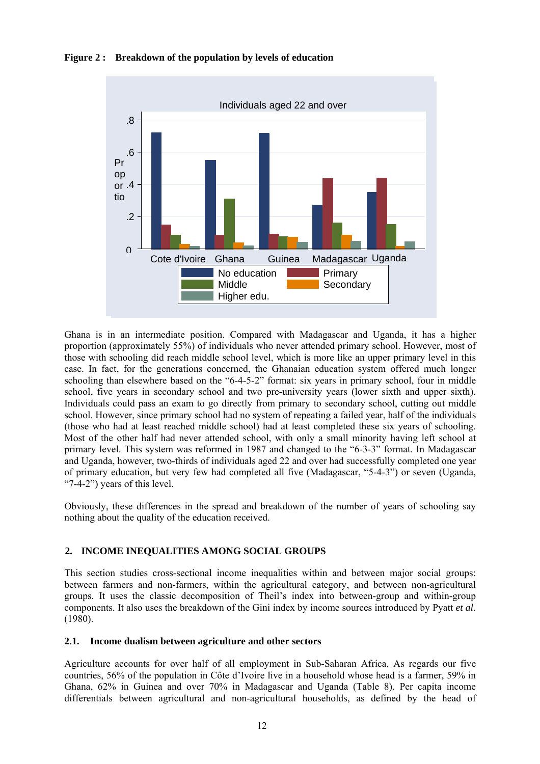**Figure 2 : Breakdown of the population by levels of education**

Ghana is in an intermediate position. Compared with Madagascar and Uganda, it has a higher proportion (approximately 55%) of individuals who never attended primary school. However, most of those with schooling did reach middle school level, which is more like an upper primary level in this case. In fact, for the generations concerned, the Ghanaian education system offered much longer schooling than elsewhere based on the "6-4-5-2" format: six years in primary school, four in middle school, five years in secondary school and two pre-university years (lower sixth and upper sixth). Individuals could pass an exam to go directly from primary to secondary school, cutting out middle school. However, since primary school had no system of repeating a failed year, half of the individuals (those who had at least reached middle school) had at least completed these six years of schooling. Most of the other half had never attended school, with only a small minority having left school at primary level. This system was reformed in 1987 and changed to the "6-3-3" format. In Madagascar and Uganda, however, two-thirds of individuals aged 22 and over had successfully completed one year of primary education, but very few had completed all five (Madagascar, "5-4-3") or seven (Uganda, "7-4-2") years of this level.

Obviously, these differences in the spread and breakdown of the number of years of schooling say nothing about the quality of the education received.

## 2. INCOME INEQUALITIES AMONG SOCIAL GROUPS

This section studies cross-sectional income inequalities within and between major social groups: between farmers and non-farmers, within the agricultural category, and between non-agricultural groups. It uses the classic decomposition of Theil's index into between-group and within-group components. It also uses the breakdown of the Gini index by income sources introduced by Pyatt *et al.* (1980).

### 2.1. Income dualism between agriculture and other sectors

Agriculture accounts for over half of all employment in Sub-Saharan Africa. As regards our five countries, 56% of the population in Côte d'Ivoire live in a household whose head is a farmer, 59% in Ghana, 62% in Guinea and over 70% in Madagascar and Uganda (Table 8). Per capita income differentials between agricultural and non-agricultural households, as defined by the head of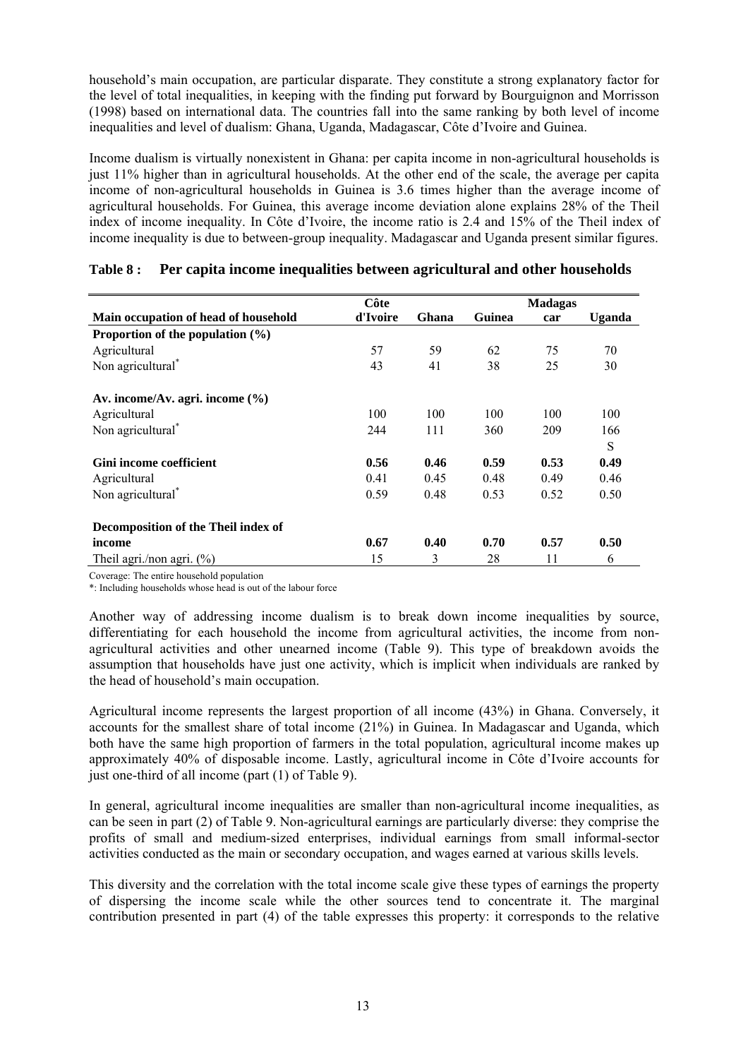household's main occupation, are particular disparate. They constitute a strong explanatory factor for the level of total inequalities, in keeping with the finding put forward by Bourguignon and Morrisson (1998) based on international data. The countries fall into the same ranking by both level of income inequalities and level of dualism: Ghana, Uganda, Madagascar, Côte d'Ivoire and Guinea.

Income dualism is virtually nonexistent in Ghana: per capita income in non-agricultural households is just 11% higher than in agricultural households. At the other end of the scale, the average per capita income of non-agricultural households in Guinea is 3.6 times higher than the average income of agricultural households. For Guinea, this average income deviation alone explains 28% of the Theil index of income inequality. In Côte d'Ivoire, the income ratio is 2.4 and 15% of the Theil index of income inequality is due to between-group inequality. Madagascar and Uganda present similar figures.

**Table 8 : Per capita income inequalities between agricultural and other households**

| Main occupation of head of household | Côte d'Ivoire | Ghana | Guinea | Madagascar | Uganda |
|---|---|---|---|---|---|
| **Proportion of the population (%)** | | | | | |
| Agricultural | 57 | 59 | 62 | 75 | 70 |
| Non agricultural* | 43 | 41 | 38 | 25 | 30 |
| **Av. income/Av. agri. income (%)** | | | | | |
| Agricultural | 100 | 100 | 100 | 100 | 100 |
| Non agricultural* | 244 | 111 | 360 | 209 | 166 |
| | | | | | S |
| **Gini income coefficient** | **0.56** | **0.46** | **0.59** | **0.53** | **0.49** |
| Agricultural | 0.41 | 0.45 | 0.48 | 0.49 | 0.46 |
| Non agricultural* | 0.59 | 0.48 | 0.53 | 0.52 | 0.50 |
| **Decomposition of the Theil index of income** | **0.67** | **0.40** | **0.70** | **0.57** | **0.50** |
| Theil agri./non agri. (%) | 15 | 3 | 28 | 11 | 6 |

Coverage: The entire household population

*: Including households whose head is out of the labour force

Another way of addressing income dualism is to break down income inequalities by source, differentiating for each household the income from agricultural activities, the income from non-agricultural activities and other unearned income (Table 9). This type of breakdown avoids the assumption that households have just one activity, which is implicit when individuals are ranked by the head of household's main occupation.

Agricultural income represents the largest proportion of all income (43%) in Ghana. Conversely, it accounts for the smallest share of total income (21%) in Guinea. In Madagascar and Uganda, which both have the same high proportion of farmers in the total population, agricultural income makes up approximately 40% of disposable income. Lastly, agricultural income in Côte d'Ivoire accounts for just one-third of all income (part (1) of Table 9).

In general, agricultural income inequalities are smaller than non-agricultural income inequalities, as can be seen in part (2) of Table 9. Non-agricultural earnings are particularly diverse: they comprise the profits of small and medium-sized enterprises, individual earnings from small informal-sector activities conducted as the main or secondary occupation, and wages earned at various skills levels.

This diversity and the correlation with the total income scale give these types of earnings the property of dispersing the income scale while the other sources tend to concentrate it. The marginal contribution presented in part (4) of the table expresses this property: it corresponds to the relative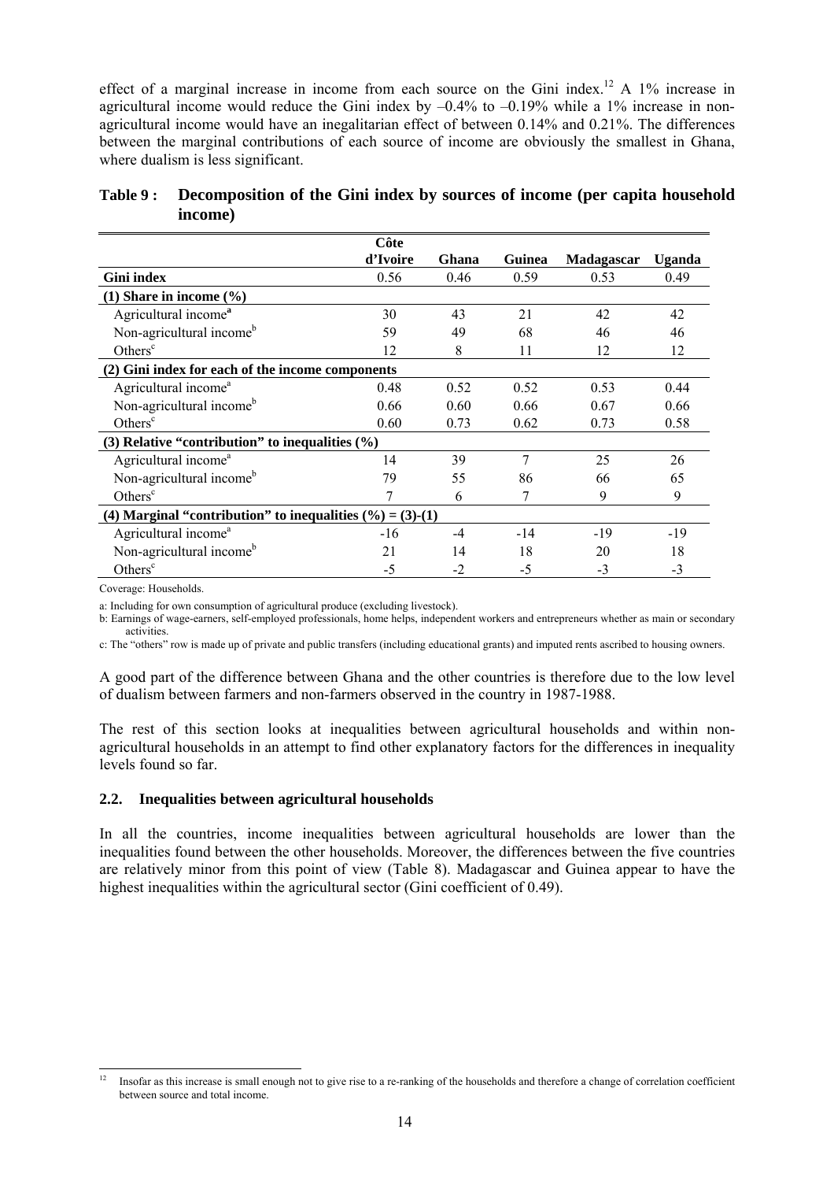effect of a marginal increase in income from each source on the Gini index.[12] A 1% increase in agricultural income would reduce the Gini index by –0.4% to –0.19% while a 1% increase in non-agricultural income would have an inegalitarian effect of between 0.14% and 0.21%. The differences between the marginal contributions of each source of income are obviously the smallest in Ghana, where dualism is less significant.

**Table 9 : Decomposition of the Gini index by sources of income (per capita household income)**

| | Côte d'Ivoire | Ghana | Guinea | Madagascar | Uganda |
|---|---|---|---|---|---|
| **Gini index** | 0.56 | 0.46 | 0.59 | 0.53 | 0.49 |
| **(1) Share in income (%)** | | | | | |
| Agricultural income[a] | 30 | 43 | 21 | 42 | 42 |
| Non-agricultural income[b] | 59 | 49 | 68 | 46 | 46 |
| Others[c] | 12 | 8 | 11 | 12 | 12 |
| **(2) Gini index for each of the income components** | | | | | |
| Agricultural income[a] | 0.48 | 0.52 | 0.52 | 0.53 | 0.44 |
| Non-agricultural income[b] | 0.66 | 0.60 | 0.66 | 0.67 | 0.66 |
| Others[c] | 0.60 | 0.73 | 0.62 | 0.73 | 0.58 |
| **(3) Relative "contribution" to inequalities (%)** | | | | | |
| Agricultural income[a] | 14 | 39 | 7 | 25 | 26 |
| Non-agricultural income[b] | 79 | 55 | 86 | 66 | 65 |
| Others[c] | 7 | 6 | 7 | 9 | 9 |
| **(4) Marginal "contribution" to inequalities (%) = (3)-(1)** | | | | | |
| Agricultural income[a] | -16 | -4 | -14 | -19 | -19 |
| Non-agricultural income[b] | 21 | 14 | 18 | 20 | 18 |
| Others[c] | -5 | -2 | -5 | -3 | -3 |

Coverage: Households.

a: Including for own consumption of agricultural produce (excluding livestock).

b: Earnings of wage-earners, self-employed professionals, home helps, independent workers and entrepreneurs whether as main or secondary activities.

c: The "others" row is made up of private and public transfers (including educational grants) and imputed rents ascribed to housing owners.

A good part of the difference between Ghana and the other countries is therefore due to the low level of dualism between farmers and non-farmers observed in the country in 1987-1988.

The rest of this section looks at inequalities between agricultural households and within non-agricultural households in an attempt to find other explanatory factors for the differences in inequality levels found so far.

### 2.2. Inequalities between agricultural households

In all the countries, income inequalities between agricultural households are lower than the inequalities found between the other households. Moreover, the differences between the five countries are relatively minor from this point of view (Table 8). Madagascar and Guinea appear to have the highest inequalities within the agricultural sector (Gini coefficient of 0.49).

[12] Insofar as this increase is small enough not to give rise to a re-ranking of the households and therefore a change of correlation coefficient between source and total income.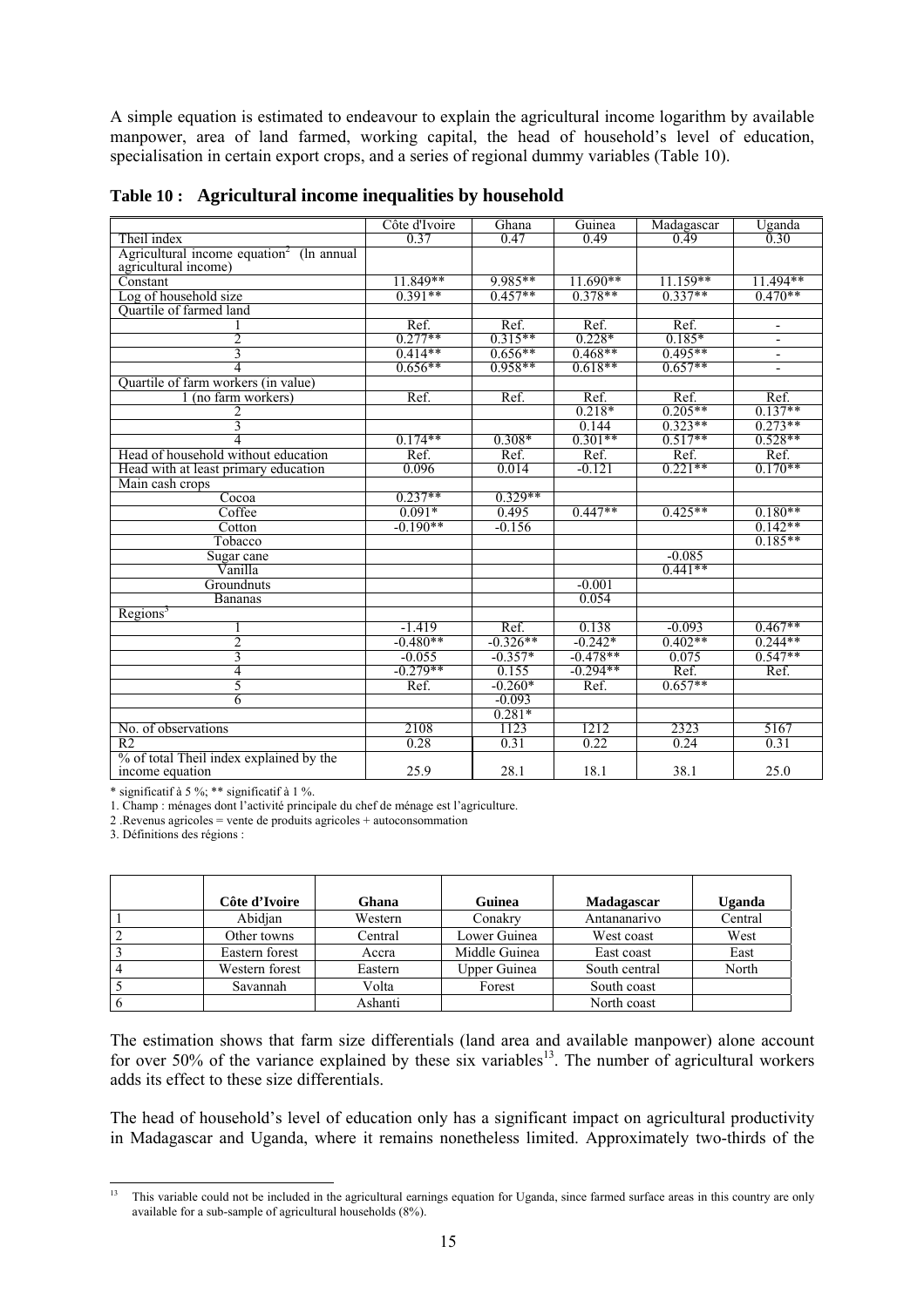A simple equation is estimated to endeavour to explain the agricultural income logarithm by available manpower, area of land farmed, working capital, the head of household's level of education, specialisation in certain export crops, and a series of regional dummy variables (Table 10).

**Table 10 : Agricultural income inequalities by household**

| | Côte d'Ivoire | Ghana | Guinea | Madagascar | Uganda |
|---|---|---|---|---|---|
| Theil index | 0.37 | 0.47 | 0.49 | 0.49 | 0.30 |
| Agricultural income equation[2] (ln annual agricultural income) | | | | | |
| Constant | 11.849** | 9.985** | 11.690** | 11.159** | 11.494** |
| Log of household size | 0.391** | 0.457** | 0.378** | 0.337** | 0.470** |
| Quartile of farmed land | | | | | |
| 1 | Ref. | Ref. | Ref. | Ref. | - |
| 2 | 0.277** | 0.315** | 0.228* | 0.185* | - |
| 3 | 0.414** | 0.656** | 0.468** | 0.495** | - |
| 4 | 0.656** | 0.958** | 0.618** | 0.657** | - |
| Quartile of farm workers (in value) | | | | | |
| 1 (no farm workers) | Ref. | Ref. | Ref. | Ref. | Ref. |
| 2 | | | 0.218* | 0.205** | 0.137** |
| 3 | | | 0.144 | 0.323** | 0.273** |
| 4 | 0.174** | 0.308* | 0.301** | 0.517** | 0.528** |
| Head of household without education | Ref. | Ref. | Ref. | Ref. | Ref. |
| Head with at least primary education | 0.096 | 0.014 | -0.121 | 0.221** | 0.170** |
| Main cash crops | | | | | |
| Cocoa | 0.237** | 0.329** | | | |
| Coffee | 0.091* | 0.495 | 0.447** | 0.425** | 0.180** |
| Cotton | -0.190** | -0.156 | | | 0.142** |
| Tobacco | | | | | 0.185** |
| Sugar cane | | | | -0.085 | |
| Vanilla | | | | 0.441** | |
| Groundnuts | | | -0.001 | | |
| Bananas | | | 0.054 | | |
| Regions[3] | | | | | |
| 1 | -1.419 | Ref. | 0.138 | -0.093 | 0.467** |
| 2 | -0.480** | -0.326** | -0.242* | 0.402** | 0.244** |
| 3 | -0.055 | -0.357* | -0.478** | 0.075 | 0.547** |
| 4 | -0.279** | 0.155 | -0.294** | Ref. | Ref. |
| 5 | Ref. | -0.260* | Ref. | 0.657** | |
| 6 | | -0.093 | | | |
| | | 0.281* | | | |
| No. of observations | 2108 | 1123 | 1212 | 2323 | 5167 |
| R2 | 0.28 | 0.31 | 0.22 | 0.24 | 0.31 |
| % of total Theil index explained by the income equation | 25.9 | 28.1 | 18.1 | 38.1 | 25.0 |

\* significatif à 5 %; ** significatif à 1 %.

1. Champ : ménages dont l'activité principale du chef de ménage est l'agriculture.

2 .Revenus agricoles = vente de produits agricoles + autoconsommation

3. Définitions des régions :

| | Côte d'Ivoire | Ghana | Guinea | Madagascar | Uganda |
|---|---|---|---|---|---|
| 1 | Abidjan | Western | Conakry | Antananarivo | Central |
| 2 | Other towns | Central | Lower Guinea | West coast | West |
| 3 | Eastern forest | Accra | Middle Guinea | East coast | East |
| 4 | Western forest | Eastern | Upper Guinea | South central | North |
| 5 | Savannah | Volta | Forest | South coast | |
| 6 | | Ashanti | | North coast | |

The estimation shows that farm size differentials (land area and available manpower) alone account for over 50% of the variance explained by these six variables[13]. The number of agricultural workers adds its effect to these size differentials.

The head of household's level of education only has a significant impact on agricultural productivity in Madagascar and Uganda, where it remains nonetheless limited. Approximately two-thirds of the

[13] This variable could not be included in the agricultural earnings equation for Uganda, since farmed surface areas in this country are only available for a sub-sample of agricultural households (8%).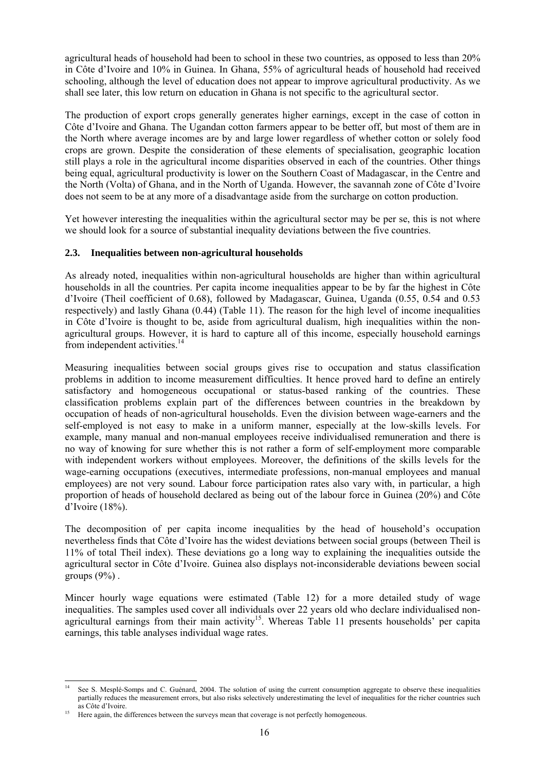agricultural heads of household had been to school in these two countries, as opposed to less than 20% in Côte d'Ivoire and 10% in Guinea. In Ghana, 55% of agricultural heads of household had received schooling, although the level of education does not appear to improve agricultural productivity. As we shall see later, this low return on education in Ghana is not specific to the agricultural sector.

The production of export crops generally generates higher earnings, except in the case of cotton in Côte d'Ivoire and Ghana. The Ugandan cotton farmers appear to be better off, but most of them are in the North where average incomes are by and large lower regardless of whether cotton or solely food crops are grown. Despite the consideration of these elements of specialisation, geographic location still plays a role in the agricultural income disparities observed in each of the countries. Other things being equal, agricultural productivity is lower on the Southern Coast of Madagascar, in the Centre and the North (Volta) of Ghana, and in the North of Uganda. However, the savannah zone of Côte d'Ivoire does not seem to be at any more of a disadvantage aside from the surcharge on cotton production.

Yet however interesting the inequalities within the agricultural sector may be per se, this is not where we should look for a source of substantial inequality deviations between the five countries.

### 2.3. Inequalities between non-agricultural households

As already noted, inequalities within non-agricultural households are higher than within agricultural households in all the countries. Per capita income inequalities appear to be by far the highest in Côte d'Ivoire (Theil coefficient of 0.68), followed by Madagascar, Guinea, Uganda (0.55, 0.54 and 0.53 respectively) and lastly Ghana (0.44) (Table 11). The reason for the high level of income inequalities in Côte d'Ivoire is thought to be, aside from agricultural dualism, high inequalities within the non-agricultural groups. However, it is hard to capture all of this income, especially household earnings from independent activities.[14]

Measuring inequalities between social groups gives rise to occupation and status classification problems in addition to income measurement difficulties. It hence proved hard to define an entirely satisfactory and homogeneous occupational or status-based ranking of the countries. These classification problems explain part of the differences between countries in the breakdown by occupation of heads of non-agricultural households. Even the division between wage-earners and the self-employed is not easy to make in a uniform manner, especially at the low-skills levels. For example, many manual and non-manual employees receive individualised remuneration and there is no way of knowing for sure whether this is not rather a form of self-employment more comparable with independent workers without employees. Moreover, the definitions of the skills levels for the wage-earning occupations (executives, intermediate professions, non-manual employees and manual employees) are not very sound. Labour force participation rates also vary with, in particular, a high proportion of heads of household declared as being out of the labour force in Guinea (20%) and Côte d'Ivoire (18%).

The decomposition of per capita income inequalities by the head of household's occupation nevertheless finds that Côte d'Ivoire has the widest deviations between social groups (between Theil is 11% of total Theil index). These deviations go a long way to explaining the inequalities outside the agricultural sector in Côte d'Ivoire. Guinea also displays not-inconsiderable deviations beween social groups (9%) .

Mincer hourly wage equations were estimated (Table 12) for a more detailed study of wage inequalities. The samples used cover all individuals over 22 years old who declare individualised non-agricultural earnings from their main activity[15]. Whereas Table 11 presents households' per capita earnings, this table analyses individual wage rates.

---

[14] See S. Mesplé-Somps and C. Guénard, 2004. The solution of using the current consumption aggregate to observe these inequalities partially reduces the measurement errors, but also risks selectively underestimating the level of inequalities for the richer countries such as Côte d'Ivoire.

[15] Here again, the differences between the surveys mean that coverage is not perfectly homogeneous.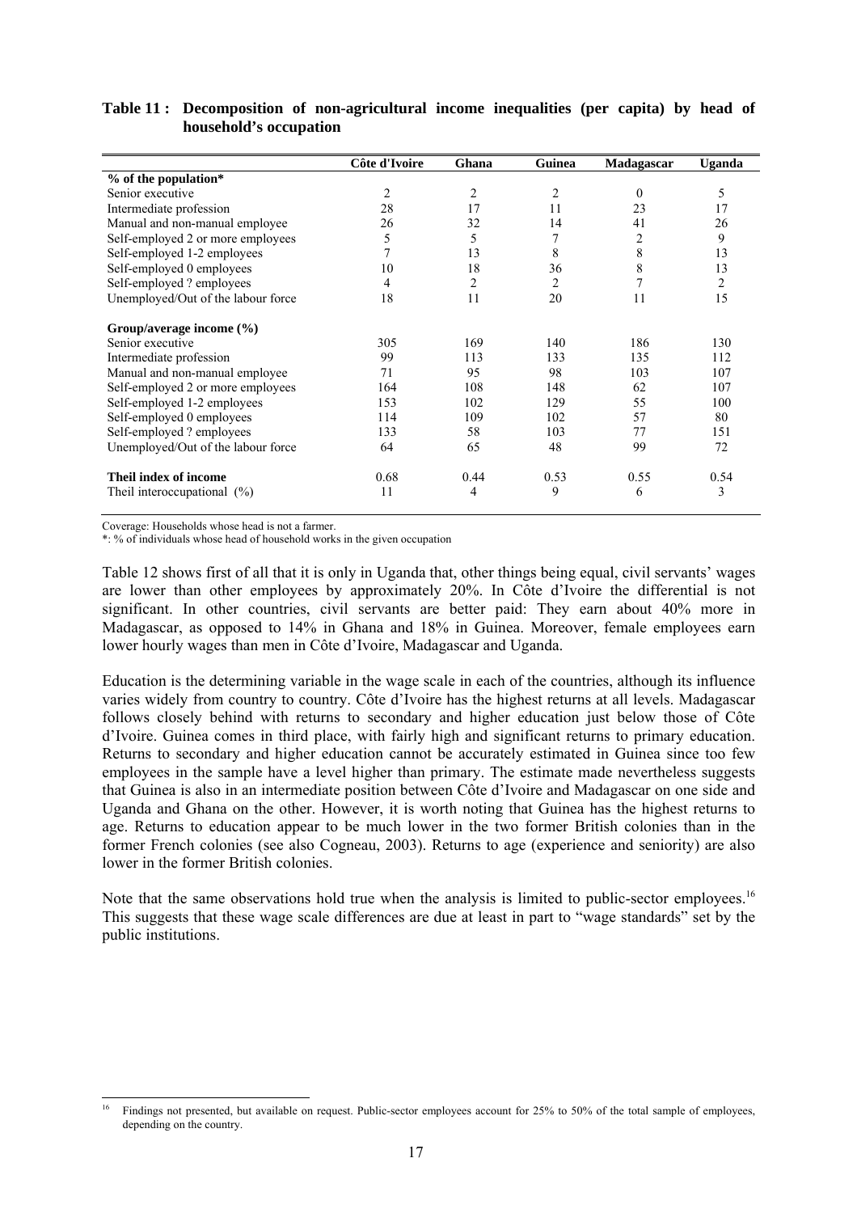**Table 11 : Decomposition of non-agricultural income inequalities (per capita) by head of household's occupation**

| | Côte d'Ivoire | Ghana | Guinea | Madagascar | Uganda |
|---|---|---|---|---|---|
| **% of the population*** | | | | | |
| Senior executive | 2 | 2 | 2 | 0 | 5 |
| Intermediate profession | 28 | 17 | 11 | 23 | 17 |
| Manual and non-manual employee | 26 | 32 | 14 | 41 | 26 |
| Self-employed 2 or more employees | 5 | 5 | 7 | 2 | 9 |
| Self-employed 1-2 employees | 7 | 13 | 8 | 8 | 13 |
| Self-employed 0 employees | 10 | 18 | 36 | 8 | 13 |
| Self-employed ? employees | 4 | 2 | 2 | 7 | 2 |
| Unemployed/Out of the labour force | 18 | 11 | 20 | 11 | 15 |
| **Group/average income (%)** | | | | | |
| Senior executive | 305 | 169 | 140 | 186 | 130 |
| Intermediate profession | 99 | 113 | 133 | 135 | 112 |
| Manual and non-manual employee | 71 | 95 | 98 | 103 | 107 |
| Self-employed 2 or more employees | 164 | 108 | 148 | 62 | 107 |
| Self-employed 1-2 employees | 153 | 102 | 129 | 55 | 100 |
| Self-employed 0 employees | 114 | 109 | 102 | 57 | 80 |
| Self-employed ? employees | 133 | 58 | 103 | 77 | 151 |
| Unemployed/Out of the labour force | 64 | 65 | 48 | 99 | 72 |
| **Theil index of income** | 0.68 | 0.44 | 0.53 | 0.55 | 0.54 |
| Theil interoccupational (%) | 11 | 4 | 9 | 6 | 3 |

Coverage: Households whose head is not a farmer.
*: % of individuals whose head of household works in the given occupation

Table 12 shows first of all that it is only in Uganda that, other things being equal, civil servants' wages are lower than other employees by approximately 20%. In Côte d'Ivoire the differential is not significant. In other countries, civil servants are better paid: They earn about 40% more in Madagascar, as opposed to 14% in Ghana and 18% in Guinea. Moreover, female employees earn lower hourly wages than men in Côte d'Ivoire, Madagascar and Uganda.

Education is the determining variable in the wage scale in each of the countries, although its influence varies widely from country to country. Côte d'Ivoire has the highest returns at all levels. Madagascar follows closely behind with returns to secondary and higher education just below those of Côte d'Ivoire. Guinea comes in third place, with fairly high and significant returns to primary education. Returns to secondary and higher education cannot be accurately estimated in Guinea since too few employees in the sample have a level higher than primary. The estimate made nevertheless suggests that Guinea is also in an intermediate position between Côte d'Ivoire and Madagascar on one side and Uganda and Ghana on the other. However, it is worth noting that Guinea has the highest returns to age. Returns to education appear to be much lower in the two former British colonies than in the former French colonies (see also Cogneau, 2003). Returns to age (experience and seniority) are also lower in the former British colonies.

Note that the same observations hold true when the analysis is limited to public-sector employees.[16] This suggests that these wage scale differences are due at least in part to "wage standards" set by the public institutions.

[16] Findings not presented, but available on request. Public-sector employees account for 25% to 50% of the total sample of employees, depending on the country.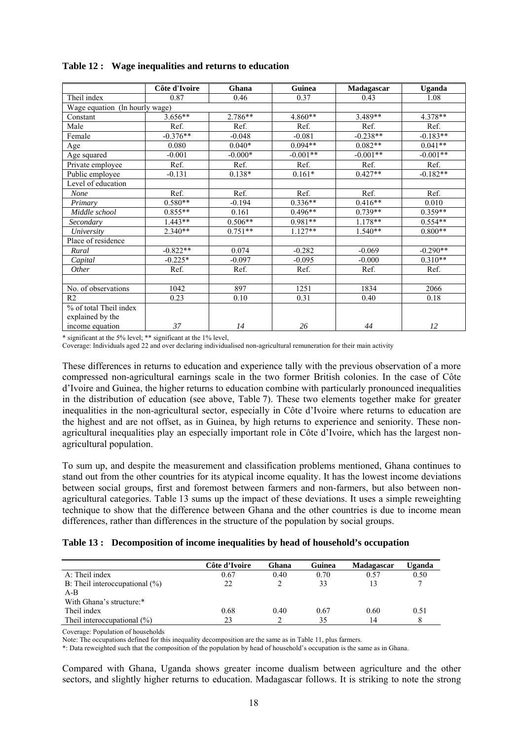**Table 12 : Wage inequalities and returns to education**

| | Côte d'Ivoire | Ghana | Guinea | Madagascar | Uganda |
|---|---|---|---|---|---|
| Theil index | 0.87 | 0.46 | 0.37 | 0.43 | 1.08 |
| Wage equation (ln hourly wage) | | | | | |
| Constant | 3.656** | 2.786** | 4.860** | 3.489** | 4.378** |
| Male | Ref. | Ref. | Ref. | Ref. | Ref. |
| Female | -0.376** | -0.048 | -0.081 | -0.238** | -0.183** |
| Age | 0.080 | 0.040* | 0.094** | 0.082** | 0.041** |
| Age squared | -0.001 | -0.000* | -0.001** | -0.001** | -0.001** |
| Private employee | Ref. | Ref. | Ref. | Ref. | Ref. |
| Public employee | -0.131 | 0.138* | 0.161* | 0.427** | -0.182** |
| Level of education | | | | | |
| *None* | Ref. | Ref. | Ref. | Ref. | Ref. |
| *Primary* | 0.580** | -0.194 | 0.336** | 0.416** | 0.010 |
| *Middle school* | 0.855** | 0.161 | 0.496** | 0.739** | 0.359** |
| *Secondary* | 1.443** | 0.506** | 0.981** | 1.178** | 0.554** |
| *University* | 2.340** | 0.751** | 1.127** | 1.540** | 0.800** |
| Place of residence | | | | | |
| *Rural* | -0.822** | 0.074 | -0.282 | -0.069 | -0.290** |
| *Capital* | -0.225* | -0.097 | -0.095 | -0.000 | 0.310** |
| *Other* | Ref. | Ref. | Ref. | Ref. | Ref. |
| | | | | | |
| No. of observations | 1042 | 897 | 1251 | 1834 | 2066 |
| R2 | 0.23 | 0.10 | 0.31 | 0.40 | 0.18 |
| % of total Theil index explained by the income equation | *37* | *14* | *26* | *44* | *12* |

\* significant at the 5% level; ** significant at the 1% level,

Coverage: Individuals aged 22 and over declaring individualised non-agricultural remuneration for their main activity

These differences in returns to education and experience tally with the previous observation of a more compressed non-agricultural earnings scale in the two former British colonies. In the case of Côte d'Ivoire and Guinea, the higher returns to education combine with particularly pronounced inequalities in the distribution of education (see above, Table 7). These two elements together make for greater inequalities in the non-agricultural sector, especially in Côte d'Ivoire where returns to education are the highest and are not offset, as in Guinea, by high returns to experience and seniority. These non-agricultural inequalities play an especially important role in Côte d'Ivoire, which has the largest non-agricultural population.

To sum up, and despite the measurement and classification problems mentioned, Ghana continues to stand out from the other countries for its atypical income equality. It has the lowest income deviations between social groups, first and foremost between farmers and non-farmers, but also between non-agricultural categories. Table 13 sums up the impact of these deviations. It uses a simple reweighting technique to show that the difference between Ghana and the other countries is due to income mean differences, rather than differences in the structure of the population by social groups.

**Table 13 : Decomposition of income inequalities by head of household's occupation**

| | Côte d'Ivoire | Ghana | Guinea | Madagascar | Uganda |
|---|---|---|---|---|---|
| A: Theil index | 0.67 | 0.40 | 0.70 | 0.57 | 0.50 |
| B: Theil interoccupational (%) | 22 | 2 | 33 | 13 | 7 |
| A-B | | | | | |
| With Ghana's structure:* | | | | | |
| Theil index | 0.68 | 0.40 | 0.67 | 0.60 | 0.51 |
| Theil interoccupational (%) | 23 | 2 | 35 | 14 | 8 |

Coverage: Population of households

Note: The occupations defined for this inequality decomposition are the same as in Table 11, plus farmers.

\*: Data reweighted such that the composition of the population by head of household's occupation is the same as in Ghana.

Compared with Ghana, Uganda shows greater income dualism between agriculture and the other sectors, and slightly higher returns to education. Madagascar follows. It is striking to note the strong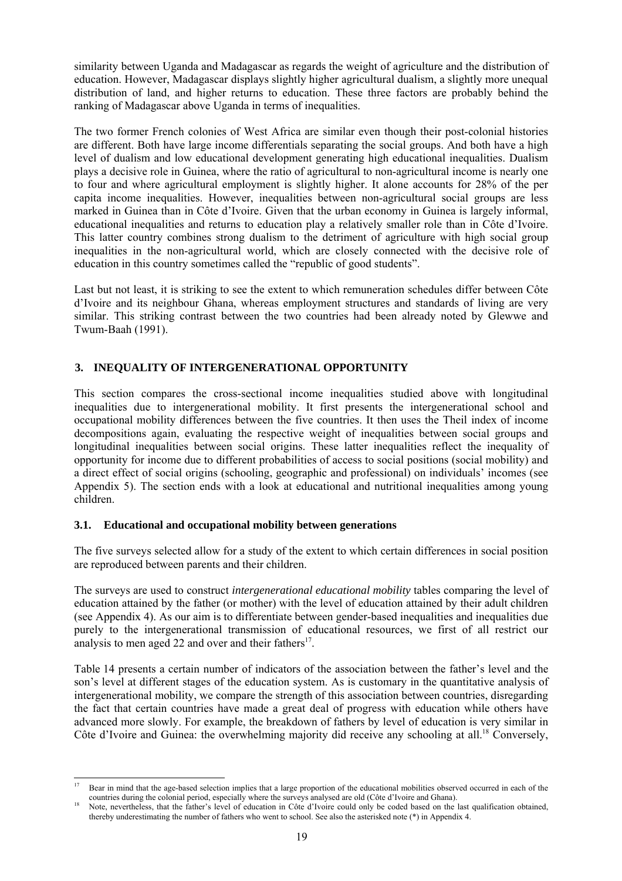similarity between Uganda and Madagascar as regards the weight of agriculture and the distribution of education. However, Madagascar displays slightly higher agricultural dualism, a slightly more unequal distribution of land, and higher returns to education. These three factors are probably behind the ranking of Madagascar above Uganda in terms of inequalities.

The two former French colonies of West Africa are similar even though their post-colonial histories are different. Both have large income differentials separating the social groups. And both have a high level of dualism and low educational development generating high educational inequalities. Dualism plays a decisive role in Guinea, where the ratio of agricultural to non-agricultural income is nearly one to four and where agricultural employment is slightly higher. It alone accounts for 28% of the per capita income inequalities. However, inequalities between non-agricultural social groups are less marked in Guinea than in Côte d'Ivoire. Given that the urban economy in Guinea is largely informal, educational inequalities and returns to education play a relatively smaller role than in Côte d'Ivoire. This latter country combines strong dualism to the detriment of agriculture with high social group inequalities in the non-agricultural world, which are closely connected with the decisive role of education in this country sometimes called the "republic of good students".

Last but not least, it is striking to see the extent to which remuneration schedules differ between Côte d'Ivoire and its neighbour Ghana, whereas employment structures and standards of living are very similar. This striking contrast between the two countries had been already noted by Glewwe and Twum-Baah (1991).

## 3. INEQUALITY OF INTERGENERATIONAL OPPORTUNITY

This section compares the cross-sectional income inequalities studied above with longitudinal inequalities due to intergenerational mobility. It first presents the intergenerational school and occupational mobility differences between the five countries. It then uses the Theil index of income decompositions again, evaluating the respective weight of inequalities between social groups and longitudinal inequalities between social origins. These latter inequalities reflect the inequality of opportunity for income due to different probabilities of access to social positions (social mobility) and a direct effect of social origins (schooling, geographic and professional) on individuals' incomes (see Appendix 5). The section ends with a look at educational and nutritional inequalities among young children.

### 3.1. Educational and occupational mobility between generations

The five surveys selected allow for a study of the extent to which certain differences in social position are reproduced between parents and their children.

The surveys are used to construct *intergenerational educational mobility* tables comparing the level of education attained by the father (or mother) with the level of education attained by their adult children (see Appendix 4). As our aim is to differentiate between gender-based inequalities and inequalities due purely to the intergenerational transmission of educational resources, we first of all restrict our analysis to men aged 22 and over and their fathers[17].

Table 14 presents a certain number of indicators of the association between the father's level and the son's level at different stages of the education system. As is customary in the quantitative analysis of intergenerational mobility, we compare the strength of this association between countries, disregarding the fact that certain countries have made a great deal of progress with education while others have advanced more slowly. For example, the breakdown of fathers by level of education is very similar in Côte d'Ivoire and Guinea: the overwhelming majority did receive any schooling at all.[18] Conversely,

---

[17] Bear in mind that the age-based selection implies that a large proportion of the educational mobilities observed occurred in each of the countries during the colonial period, especially where the surveys analysed are old (Côte d'Ivoire and Ghana).

[18] Note, nevertheless, that the father's level of education in Côte d'Ivoire could only be coded based on the last qualification obtained, thereby underestimating the number of fathers who went to school. See also the asterisked note (*) in Appendix 4.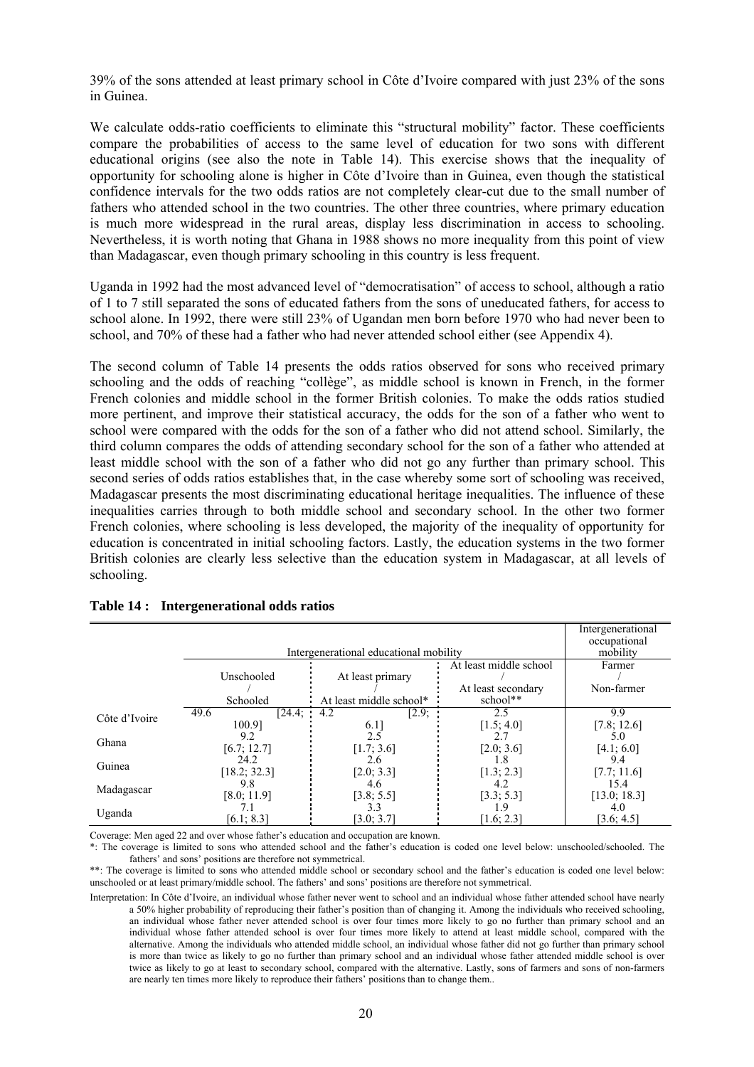39% of the sons attended at least primary school in Côte d'Ivoire compared with just 23% of the sons in Guinea.

We calculate odds-ratio coefficients to eliminate this "structural mobility" factor. These coefficients compare the probabilities of access to the same level of education for two sons with different educational origins (see also the note in Table 14). This exercise shows that the inequality of opportunity for schooling alone is higher in Côte d'Ivoire than in Guinea, even though the statistical confidence intervals for the two odds ratios are not completely clear-cut due to the small number of fathers who attended school in the two countries. The other three countries, where primary education is much more widespread in the rural areas, display less discrimination in access to schooling. Nevertheless, it is worth noting that Ghana in 1988 shows no more inequality from this point of view than Madagascar, even though primary schooling in this country is less frequent.

Uganda in 1992 had the most advanced level of "democratisation" of access to school, although a ratio of 1 to 7 still separated the sons of educated fathers from the sons of uneducated fathers, for access to school alone. In 1992, there were still 23% of Ugandan men born before 1970 who had never been to school, and 70% of these had a father who had never attended school either (see Appendix 4).

The second column of Table 14 presents the odds ratios observed for sons who received primary schooling and the odds of reaching "collège", as middle school is known in French, in the former French colonies and middle school in the former British colonies. To make the odds ratios studied more pertinent, and improve their statistical accuracy, the odds for the son of a father who went to school were compared with the odds for the son of a father who did not attend school. Similarly, the third column compares the odds of attending secondary school for the son of a father who attended at least middle school with the son of a father who did not go any further than primary school. This second series of odds ratios establishes that, in the case whereby some sort of schooling was received, Madagascar presents the most discriminating educational heritage inequalities. The influence of these inequalities carries through to both middle school and secondary school. In the other two former French colonies, where schooling is less developed, the majority of the inequality of opportunity for education is concentrated in initial schooling factors. Lastly, the education systems in the two former British colonies are clearly less selective than the education system in Madagascar, at all levels of schooling.

**Table 14 : Intergenerational odds ratios**

| | Intergenerational educational mobility | | | Intergenerational occupational mobility |
|---|---|---|---|---|
| | Unschooled / Schooled | At least primary / At least middle school* | At least middle school / At least secondary school** | Farmer / Non-farmer |
| Côte d'Ivoire | 49.6 [24.4; 100.9] | 4.2 [2.9; 6.1] | 2.5 [1.5; 4.0] | 9.9 [7.8; 12.6] |
| Ghana | 9.2 [6.7; 12.7] | 2.5 [1.7; 3.6] | 2.7 [2.0; 3.6] | 5.0 [4.1; 6.0] |
| Guinea | 24.2 [18.2; 32.3] | 2.6 [2.0; 3.3] | 1.8 [1.3; 2.3] | 9.4 [7.7; 11.6] |
| Madagascar | 9.8 [8.0; 11.9] | 4.6 [3.8; 5.5] | 4.2 [3.3; 5.3] | 15.4 [13.0; 18.3] |
| Uganda | 7.1 [6.1; 8.3] | 3.3 [3.0; 3.7] | 1.9 [1.6; 2.3] | 4.0 [3.6; 4.5] |

Coverage: Men aged 22 and over whose father's education and occupation are known.

*: The coverage is limited to sons who attended school and the father's education is coded one level below: unschooled/schooled. The fathers' and sons' positions are therefore not symmetrical.

**: The coverage is limited to sons who attended middle school or secondary school and the father's education is coded one level below: unschooled or at least primary/middle school. The fathers' and sons' positions are therefore not symmetrical.

Interpretation: In Côte d'Ivoire, an individual whose father never went to school and an individual whose father attended school have nearly a 50% higher probability of reproducing their father's position than of changing it. Among the individuals who received schooling, an individual whose father never attended school is over four times more likely to go no further than primary school and an individual whose father attended school is over four times more likely to attend at least middle school, compared with the alternative. Among the individuals who attended middle school, an individual whose father did not go further than primary school is more than twice as likely to go no further than primary school and an individual whose father attended middle school is over twice as likely to go at least to secondary school, compared with the alternative. Lastly, sons of farmers and sons of non-farmers are nearly ten times more likely to reproduce their fathers' positions than to change them..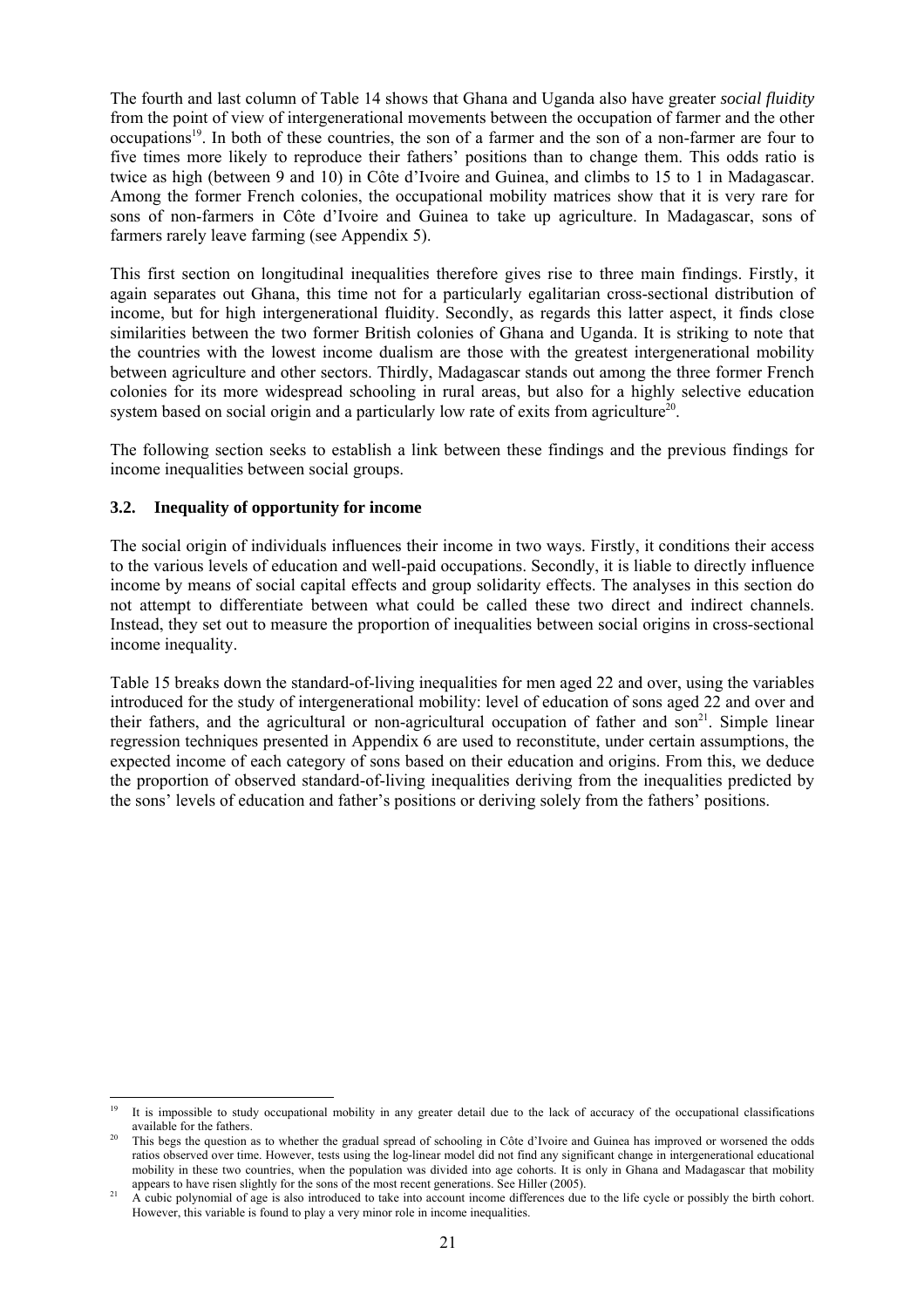The fourth and last column of Table 14 shows that Ghana and Uganda also have greater *social fluidity* from the point of view of intergenerational movements between the occupation of farmer and the other occupations[19]. In both of these countries, the son of a farmer and the son of a non-farmer are four to five times more likely to reproduce their fathers' positions than to change them. This odds ratio is twice as high (between 9 and 10) in Côte d'Ivoire and Guinea, and climbs to 15 to 1 in Madagascar. Among the former French colonies, the occupational mobility matrices show that it is very rare for sons of non-farmers in Côte d'Ivoire and Guinea to take up agriculture. In Madagascar, sons of farmers rarely leave farming (see Appendix 5).

This first section on longitudinal inequalities therefore gives rise to three main findings. Firstly, it again separates out Ghana, this time not for a particularly egalitarian cross-sectional distribution of income, but for high intergenerational fluidity. Secondly, as regards this latter aspect, it finds close similarities between the two former British colonies of Ghana and Uganda. It is striking to note that the countries with the lowest income dualism are those with the greatest intergenerational mobility between agriculture and other sectors. Thirdly, Madagascar stands out among the three former French colonies for its more widespread schooling in rural areas, but also for a highly selective education system based on social origin and a particularly low rate of exits from agriculture[20].

The following section seeks to establish a link between these findings and the previous findings for income inequalities between social groups.

### 3.2. Inequality of opportunity for income

The social origin of individuals influences their income in two ways. Firstly, it conditions their access to the various levels of education and well-paid occupations. Secondly, it is liable to directly influence income by means of social capital effects and group solidarity effects. The analyses in this section do not attempt to differentiate between what could be called these two direct and indirect channels. Instead, they set out to measure the proportion of inequalities between social origins in cross-sectional income inequality.

Table 15 breaks down the standard-of-living inequalities for men aged 22 and over, using the variables introduced for the study of intergenerational mobility: level of education of sons aged 22 and over and their fathers, and the agricultural or non-agricultural occupation of father and son[21]. Simple linear regression techniques presented in Appendix 6 are used to reconstitute, under certain assumptions, the expected income of each category of sons based on their education and origins. From this, we deduce the proportion of observed standard-of-living inequalities deriving from the inequalities predicted by the sons' levels of education and father's positions or deriving solely from the fathers' positions.

---

[19] It is impossible to study occupational mobility in any greater detail due to the lack of accuracy of the occupational classifications available for the fathers.

[20] This begs the question as to whether the gradual spread of schooling in Côte d'Ivoire and Guinea has improved or worsened the odds ratios observed over time. However, tests using the log-linear model did not find any significant change in intergenerational educational mobility in these two countries, when the population was divided into age cohorts. It is only in Ghana and Madagascar that mobility appears to have risen slightly for the sons of the most recent generations. See Hiller (2005).

[21] A cubic polynomial of age is also introduced to take into account income differences due to the life cycle or possibly the birth cohort. However, this variable is found to play a very minor role in income inequalities.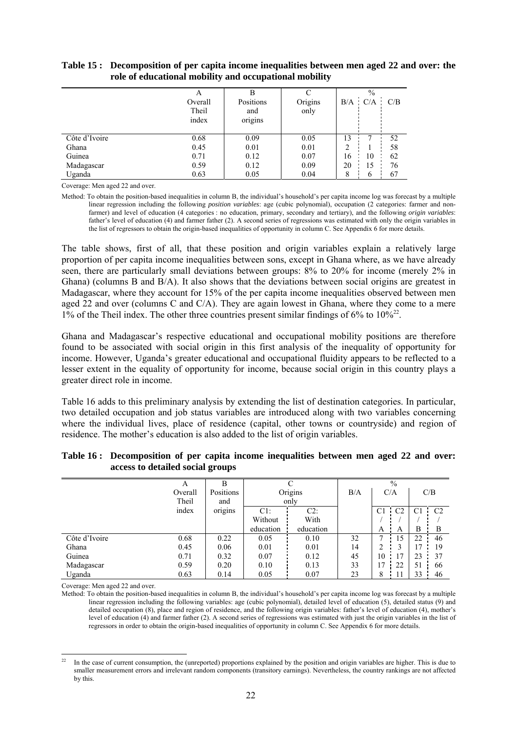**Table 15 : Decomposition of per capita income inequalities between men aged 22 and over: the role of educational mobility and occupational mobility**

| | A<br>Overall<br>Theil<br>index | B<br>Positions<br>and<br>origins | C<br>Origins<br>only | %<br>B/A | <br>C/A | <br>C/B |
|---|---|---|---|---|---|---|
| Côte d'Ivoire | 0.68 | 0.09 | 0.05 | 13 | 7 | 52 |
| Ghana | 0.45 | 0.01 | 0.01 | 2 | 1 | 58 |
| Guinea | 0.71 | 0.12 | 0.07 | 16 | 10 | 62 |
| Madagascar | 0.59 | 0.12 | 0.09 | 20 | 15 | 76 |
| Uganda | 0.63 | 0.05 | 0.04 | 8 | 6 | 67 |

Coverage: Men aged 22 and over.

Method: To obtain the position-based inequalities in column B, the individual's household's per capita income log was forecast by a multiple linear regression including the following *position variables*: age (cubic polynomial), occupation (2 categories: farmer and non-farmer) and level of education (4 categories : no education, primary, secondary and tertiary), and the following *origin variables*: father's level of education (4) and farmer father (2). A second series of regressions was estimated with only the origin variables in the list of regressors to obtain the origin-based inequalities of opportunity in column C. See Appendix 6 for more details.

The table shows, first of all, that these position and origin variables explain a relatively large proportion of per capita income inequalities between sons, except in Ghana where, as we have already seen, there are particularly small deviations between groups: 8% to 20% for income (merely 2% in Ghana) (columns B and B/A). It also shows that the deviations between social origins are greatest in Madagascar, where they account for 15% of the per capita income inequalities observed between men aged 22 and over (columns C and C/A). They are again lowest in Ghana, where they come to a mere 1% of the Theil index. The other three countries present similar findings of 6% to 10%[22].

Ghana and Madagascar's respective educational and occupational mobility positions are therefore found to be associated with social origin in this first analysis of the inequality of opportunity for income. However, Uganda's greater educational and occupational fluidity appears to be reflected to a lesser extent in the equality of opportunity for income, because social origin in this country plays a greater direct role in income.

Table 16 adds to this preliminary analysis by extending the list of destination categories. In particular, two detailed occupation and job status variables are introduced along with two variables concerning where the individual lives, place of residence (capital, other towns or countryside) and region of residence. The mother's education is also added to the list of origin variables.

**Table 16 : Decomposition of per capita income inequalities between men aged 22 and over: access to detailed social groups**

| | A<br>Overall<br>Theil<br>index | B<br>Positions<br>and<br>origins | C<br>Origins only<br>C1:<br>Without<br>education | <br><br>C2:<br>With<br>education | %<br>B/A | C/A<br>C1 / A | <br>C2 / A | C/B<br>C1 / B | <br>C2 / B |
|---|---|---|---|---|---|---|---|---|---|
| Côte d'Ivoire | 0.68 | 0.22 | 0.05 | 0.10 | 32 | 7 | 15 | 22 | 46 |
| Ghana | 0.45 | 0.06 | 0.01 | 0.01 | 14 | 2 | 3 | 17 | 19 |
| Guinea | 0.71 | 0.32 | 0.07 | 0.12 | 45 | 10 | 17 | 23 | 37 |
| Madagascar | 0.59 | 0.20 | 0.10 | 0.13 | 33 | 17 | 22 | 51 | 66 |
| Uganda | 0.63 | 0.14 | 0.05 | 0.07 | 23 | 8 | 11 | 33 | 46 |

Coverage: Men aged 22 and over.

Method: To obtain the position-based inequalities in column B, the individual's household's per capita income log was forecast by a multiple linear regression including the following variables: age (cubic polynomial), detailed level of education (5), detailed status (9) and detailed occupation (8), place and region of residence, and the following origin variables: father's level of education (4), mother's level of education (4) and farmer father (2). A second series of regressions was estimated with just the origin variables in the list of regressors in order to obtain the origin-based inequalities of opportunity in column C. See Appendix 6 for more details.

[22] In the case of current consumption, the (unreported) proportions explained by the position and origin variables are higher. This is due to smaller measurement errors and irrelevant random components (transitory earnings). Nevertheless, the country rankings are not affected by this.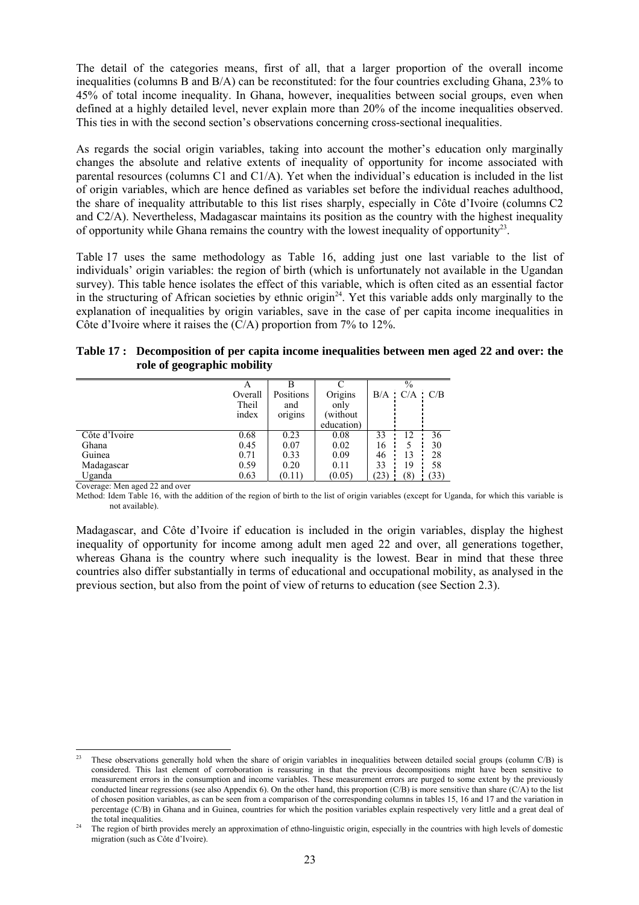The detail of the categories means, first of all, that a larger proportion of the overall income inequalities (columns B and B/A) can be reconstituted: for the four countries excluding Ghana, 23% to 45% of total income inequality. In Ghana, however, inequalities between social groups, even when defined at a highly detailed level, never explain more than 20% of the income inequalities observed. This ties in with the second section's observations concerning cross-sectional inequalities.

As regards the social origin variables, taking into account the mother's education only marginally changes the absolute and relative extents of inequality of opportunity for income associated with parental resources (columns C1 and C1/A). Yet when the individual's education is included in the list of origin variables, which are hence defined as variables set before the individual reaches adulthood, the share of inequality attributable to this list rises sharply, especially in Côte d'Ivoire (columns C2 and C2/A). Nevertheless, Madagascar maintains its position as the country with the highest inequality of opportunity while Ghana remains the country with the lowest inequality of opportunity[23].

Table 17 uses the same methodology as Table 16, adding just one last variable to the list of individuals' origin variables: the region of birth (which is unfortunately not available in the Ugandan survey). This table hence isolates the effect of this variable, which is often cited as an essential factor in the structuring of African societies by ethnic origin[24]. Yet this variable adds only marginally to the explanation of inequalities by origin variables, save in the case of per capita income inequalities in Côte d'Ivoire where it raises the (C/A) proportion from 7% to 12%.

**Table 17 : Decomposition of per capita income inequalities between men aged 22 and over: the role of geographic mobility**

| | A | B | C | % | | |
|---|---|---|---|---|---|---|
| | Overall Theil index | Positions and origins | Origins only (without education) | B/A | C/A | C/B |
| Côte d'Ivoire | 0.68 | 0.23 | 0.08 | 33 | 12 | 36 |
| Ghana | 0.45 | 0.07 | 0.02 | 16 | 5 | 30 |
| Guinea | 0.71 | 0.33 | 0.09 | 46 | 13 | 28 |
| Madagascar | 0.59 | 0.20 | 0.11 | 33 | 19 | 58 |
| Uganda | 0.63 | (0.11) | (0.05) | (23) | (8) | (33) |

Coverage: Men aged 22 and over

Method: Idem Table 16, with the addition of the region of birth to the list of origin variables (except for Uganda, for which this variable is not available).

Madagascar, and Côte d'Ivoire if education is included in the origin variables, display the highest inequality of opportunity for income among adult men aged 22 and over, all generations together, whereas Ghana is the country where such inequality is the lowest. Bear in mind that these three countries also differ substantially in terms of educational and occupational mobility, as analysed in the previous section, but also from the point of view of returns to education (see Section 2.3).

---

[23] These observations generally hold when the share of origin variables in inequalities between detailed social groups (column C/B) is considered. This last element of corroboration is reassuring in that the previous decompositions might have been sensitive to measurement errors in the consumption and income variables. These measurement errors are purged to some extent by the previously conducted linear regressions (see also Appendix 6). On the other hand, this proportion (C/B) is more sensitive than share (C/A) to the list of chosen position variables, as can be seen from a comparison of the corresponding columns in tables 15, 16 and 17 and the variation in percentage (C/B) in Ghana and in Guinea, countries for which the position variables explain respectively very little and a great deal of the total inequalities.

[24] The region of birth provides merely an approximation of ethno-linguistic origin, especially in the countries with high levels of domestic migration (such as Côte d'Ivoire).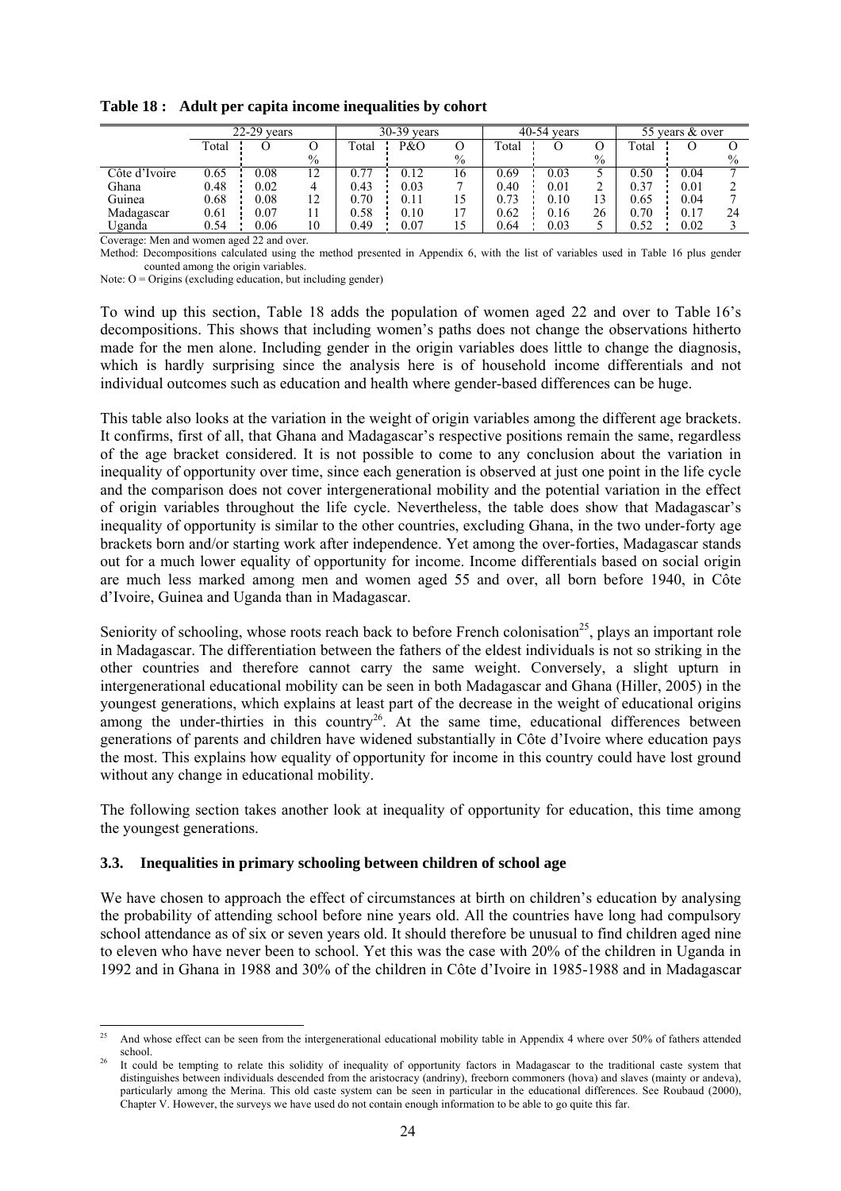**Table 18 : Adult per capita income inequalities by cohort**

| | 22-29 years | | | 30-39 years | | | 40-54 years | | | 55 years & over | | |
|---|---|---|---|---|---|---|---|---|---|---|---|---|
| | Total | O | O % | Total | P&O | O % | Total | O | O % | Total | O | O % |
| Côte d'Ivoire | 0.65 | 0.08 | 12 | 0.77 | 0.12 | 16 | 0.69 | 0.03 | 5 | 0.50 | 0.04 | 7 |
| Ghana | 0.48 | 0.02 | 4 | 0.43 | 0.03 | 7 | 0.40 | 0.01 | 2 | 0.37 | 0.01 | 2 |
| Guinea | 0.68 | 0.08 | 12 | 0.70 | 0.11 | 15 | 0.73 | 0.10 | 13 | 0.65 | 0.04 | 7 |
| Madagascar | 0.61 | 0.07 | 11 | 0.58 | 0.10 | 17 | 0.62 | 0.16 | 26 | 0.70 | 0.17 | 24 |
| Uganda | 0.54 | 0.06 | 10 | 0.49 | 0.07 | 15 | 0.64 | 0.03 | 5 | 0.52 | 0.02 | 3 |

Coverage: Men and women aged 22 and over.

Method: Decompositions calculated using the method presented in Appendix 6, with the list of variables used in Table 16 plus gender counted among the origin variables.

Note: O = Origins (excluding education, but including gender)

To wind up this section, Table 18 adds the population of women aged 22 and over to Table 16's decompositions. This shows that including women's paths does not change the observations hitherto made for the men alone. Including gender in the origin variables does little to change the diagnosis, which is hardly surprising since the analysis here is of household income differentials and not individual outcomes such as education and health where gender-based differences can be huge.

This table also looks at the variation in the weight of origin variables among the different age brackets. It confirms, first of all, that Ghana and Madagascar's respective positions remain the same, regardless of the age bracket considered. It is not possible to come to any conclusion about the variation in inequality of opportunity over time, since each generation is observed at just one point in the life cycle and the comparison does not cover intergenerational mobility and the potential variation in the effect of origin variables throughout the life cycle. Nevertheless, the table does show that Madagascar's inequality of opportunity is similar to the other countries, excluding Ghana, in the two under-forty age brackets born and/or starting work after independence. Yet among the over-forties, Madagascar stands out for a much lower equality of opportunity for income. Income differentials based on social origin are much less marked among men and women aged 55 and over, all born before 1940, in Côte d'Ivoire, Guinea and Uganda than in Madagascar.

Seniority of schooling, whose roots reach back to before French colonisation[25], plays an important role in Madagascar. The differentiation between the fathers of the eldest individuals is not so striking in the other countries and therefore cannot carry the same weight. Conversely, a slight upturn in intergenerational educational mobility can be seen in both Madagascar and Ghana (Hiller, 2005) in the youngest generations, which explains at least part of the decrease in the weight of educational origins among the under-thirties in this country[26]. At the same time, educational differences between generations of parents and children have widened substantially in Côte d'Ivoire where education pays the most. This explains how equality of opportunity for income in this country could have lost ground without any change in educational mobility.

The following section takes another look at inequality of opportunity for education, this time among the youngest generations.

### 3.3. Inequalities in primary schooling between children of school age

We have chosen to approach the effect of circumstances at birth on children's education by analysing the probability of attending school before nine years old. All the countries have long had compulsory school attendance as of six or seven years old. It should therefore be unusual to find children aged nine to eleven who have never been to school. Yet this was the case with 20% of the children in Uganda in 1992 and in Ghana in 1988 and 30% of the children in Côte d'Ivoire in 1985-1988 and in Madagascar

[25] And whose effect can be seen from the intergenerational educational mobility table in Appendix 4 where over 50% of fathers attended school.

[26] It could be tempting to relate this solidity of inequality of opportunity factors in Madagascar to the traditional caste system that distinguishes between individuals descended from the aristocracy (andriny), freeborn commoners (hova) and slaves (mainty or andeva), particularly among the Merina. This old caste system can be seen in particular in the educational differences. See Roubaud (2000), Chapter V. However, the surveys we have used do not contain enough information to be able to go quite this far.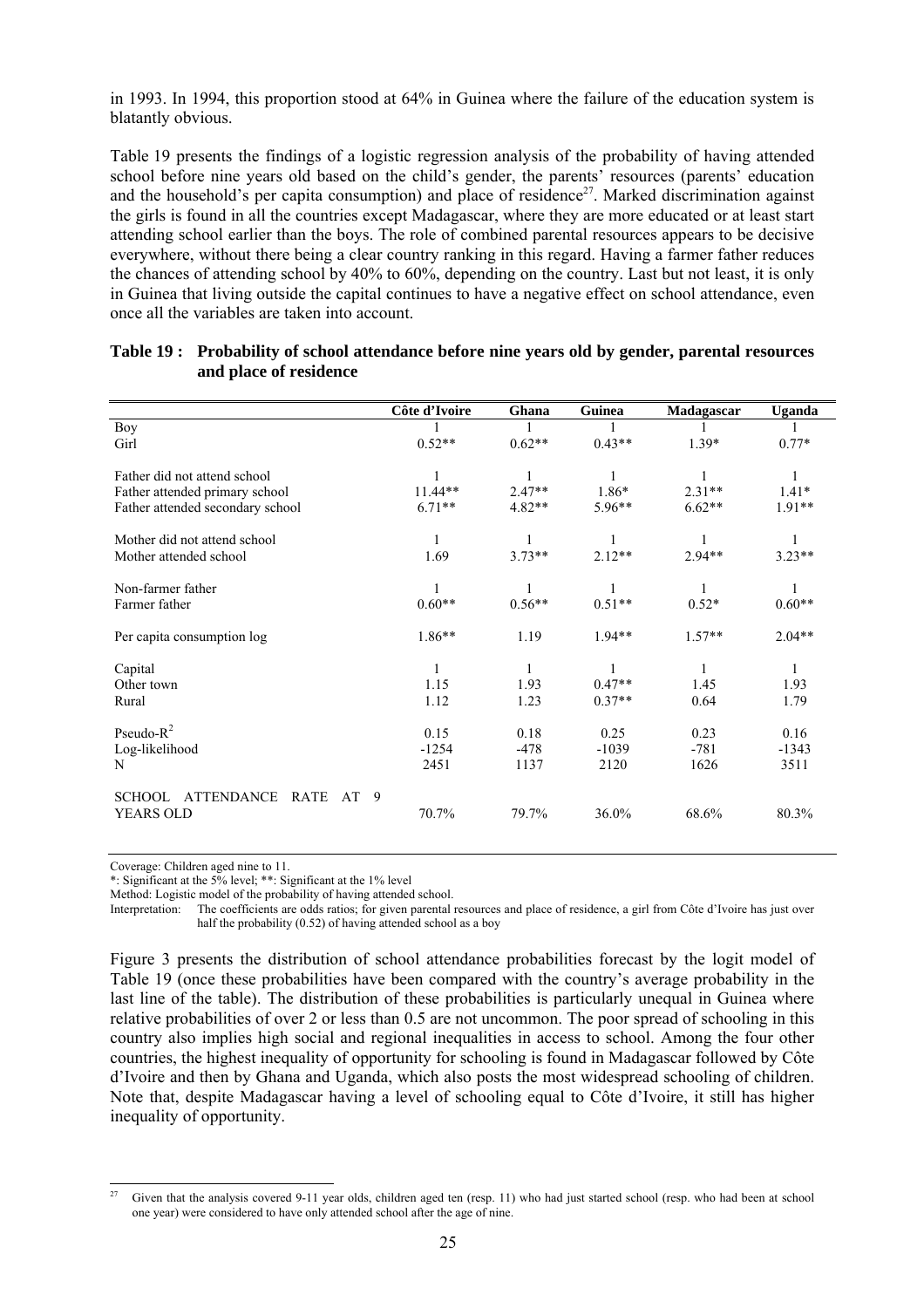in 1993. In 1994, this proportion stood at 64% in Guinea where the failure of the education system is blatantly obvious.

Table 19 presents the findings of a logistic regression analysis of the probability of having attended school before nine years old based on the child's gender, the parents' resources (parents' education and the household's per capita consumption) and place of residence[27]. Marked discrimination against the girls is found in all the countries except Madagascar, where they are more educated or at least start attending school earlier than the boys. The role of combined parental resources appears to be decisive everywhere, without there being a clear country ranking in this regard. Having a farmer father reduces the chances of attending school by 40% to 60%, depending on the country. Last but not least, it is only in Guinea that living outside the capital continues to have a negative effect on school attendance, even once all the variables are taken into account.

**Table 19 : Probability of school attendance before nine years old by gender, parental resources and place of residence**

| | Côte d'Ivoire | Ghana | Guinea | Madagascar | Uganda |
|---|---|---|---|---|---|
| Boy | 1 | 1 | 1 | 1 | 1 |
| Girl | 0.52** | 0.62** | 0.43** | 1.39* | 0.77* |
| Father did not attend school | 1 | 1 | 1 | 1 | 1 |
| Father attended primary school | 11.44** | 2.47** | 1.86* | 2.31** | 1.41* |
| Father attended secondary school | 6.71** | 4.82** | 5.96** | 6.62** | 1.91** |
| Mother did not attend school | 1 | 1 | 1 | 1 | 1 |
| Mother attended school | 1.69 | 3.73** | 2.12** | 2.94** | 3.23** |
| Non-farmer father | 1 | 1 | 1 | 1 | 1 |
| Farmer father | 0.60** | 0.56** | 0.51** | 0.52* | 0.60** |
| Per capita consumption log | 1.86** | 1.19 | 1.94** | 1.57** | 2.04** |
| Capital | 1 | 1 | 1 | 1 | 1 |
| Other town | 1.15 | 1.93 | 0.47** | 1.45 | 1.93 |
| Rural | 1.12 | 1.23 | 0.37** | 0.64 | 1.79 |
| Pseudo-$R^2$ | 0.15 | 0.18 | 0.25 | 0.23 | 0.16 |
| Log-likelihood | -1254 | -478 | -1039 | -781 | -1343 |
| N | 2451 | 1137 | 2120 | 1626 | 3511 |
| SCHOOL ATTENDANCE RATE AT 9 YEARS OLD | 70.7% | 79.7% | 36.0% | 68.6% | 80.3% |

Coverage: Children aged nine to 11.
*: Significant at the 5% level; **: Significant at the 1% level
Method: Logistic model of the probability of having attended school.
Interpretation: The coefficients are odds ratios; for given parental resources and place of residence, a girl from Côte d'Ivoire has just over half the probability (0.52) of having attended school as a boy

Figure 3 presents the distribution of school attendance probabilities forecast by the logit model of Table 19 (once these probabilities have been compared with the country's average probability in the last line of the table). The distribution of these probabilities is particularly unequal in Guinea where relative probabilities of over 2 or less than 0.5 are not uncommon. The poor spread of schooling in this country also implies high social and regional inequalities in access to school. Among the four other countries, the highest inequality of opportunity for schooling is found in Madagascar followed by Côte d'Ivoire and then by Ghana and Uganda, which also posts the most widespread schooling of children. Note that, despite Madagascar having a level of schooling equal to Côte d'Ivoire, it still has higher inequality of opportunity.

[27] Given that the analysis covered 9-11 year olds, children aged ten (resp. 11) who had just started school (resp. who had been at school one year) were considered to have only attended school after the age of nine.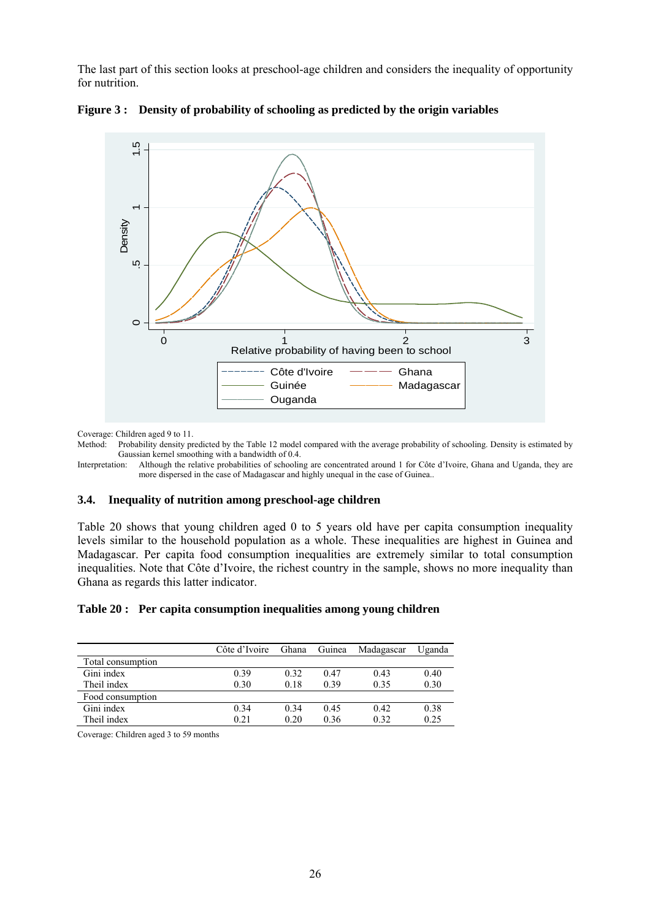The last part of this section looks at preschool-age children and considers the inequality of opportunity for nutrition.

**Figure 3 : Density of probability of schooling as predicted by the origin variables**

Coverage: Children aged 9 to 11.

Method: Probability density predicted by the Table 12 model compared with the average probability of schooling. Density is estimated by Gaussian kernel smoothing with a bandwidth of 0.4.

Interpretation: Although the relative probabilities of schooling are concentrated around 1 for Côte d'Ivoire, Ghana and Uganda, they are more dispersed in the case of Madagascar and highly unequal in the case of Guinea..

### 3.4. Inequality of nutrition among preschool-age children

Table 20 shows that young children aged 0 to 5 years old have per capita consumption inequality levels similar to the household population as a whole. These inequalities are highest in Guinea and Madagascar. Per capita food consumption inequalities are extremely similar to total consumption inequalities. Note that Côte d'Ivoire, the richest country in the sample, shows no more inequality than Ghana as regards this latter indicator.

**Table 20 : Per capita consumption inequalities among young children**

| | Côte d'Ivoire | Ghana | Guinea | Madagascar | Uganda |
|---|---|---|---|---|---|
| Total consumption | | | | | |
| Gini index | 0.39 | 0.32 | 0.47 | 0.43 | 0.40 |
| Theil index | 0.30 | 0.18 | 0.39 | 0.35 | 0.30 |
| Food consumption | | | | | |
| Gini index | 0.34 | 0.34 | 0.45 | 0.42 | 0.38 |
| Theil index | 0.21 | 0.20 | 0.36 | 0.32 | 0.25 |

Coverage: Children aged 3 to 59 months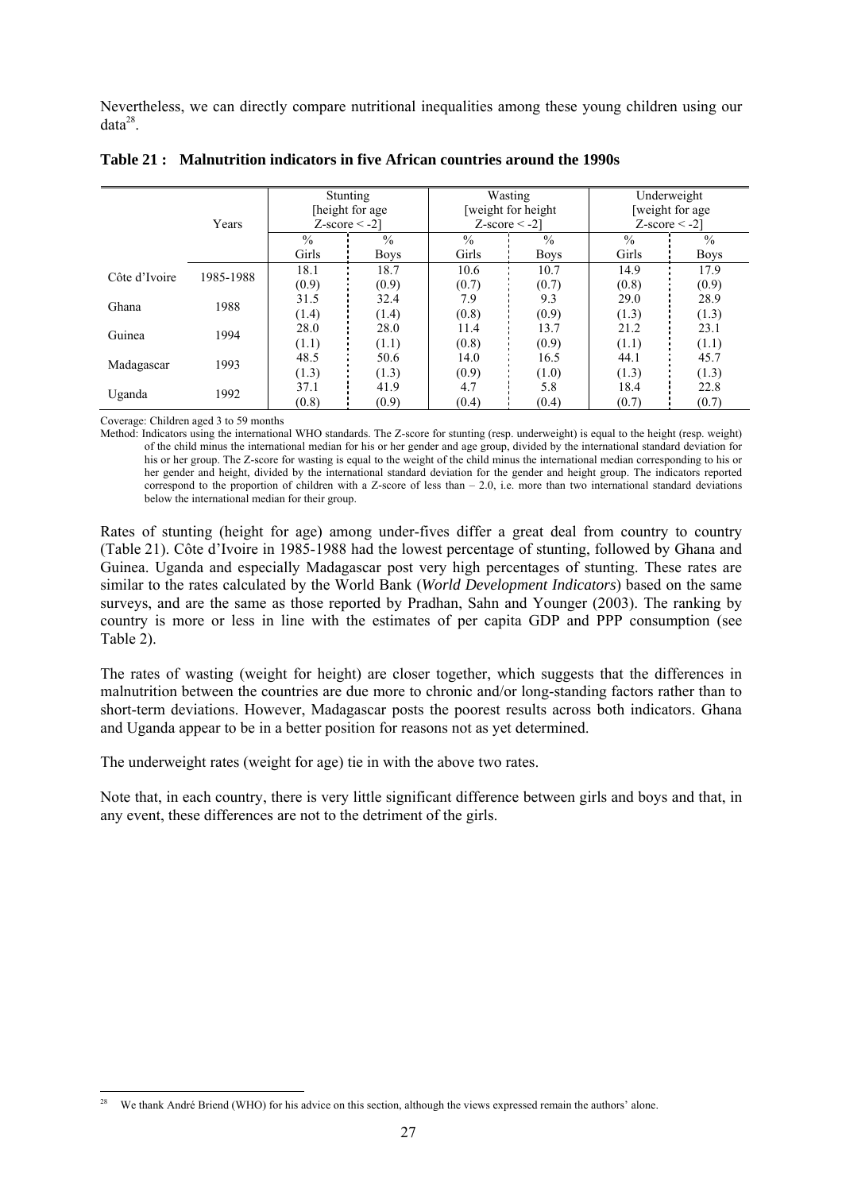Nevertheless, we can directly compare nutritional inequalities among these young children using our data[28].

**Table 21 : Malnutrition indicators in five African countries around the 1990s**

| | Years | Stunting [height for age Z-score < -2] | | Wasting [weight for height Z-score < -2] | | Underweight [weight for age Z-score < -2] | |
|---|---|---|---|---|---|---|---|
| | | % Girls | % Boys | % Girls | % Boys | % Girls | % Boys |
| Côte d'Ivoire | 1985-1988 | 18.1 | 18.7 | 10.6 | 10.7 | 14.9 | 17.9 |
| | | (0.9) | (0.9) | (0.7) | (0.7) | (0.8) | (0.9) |
| Ghana | 1988 | 31.5 | 32.4 | 7.9 | 9.3 | 29.0 | 28.9 |
| | | (1.4) | (1.4) | (0.8) | (0.9) | (1.3) | (1.3) |
| Guinea | 1994 | 28.0 | 28.0 | 11.4 | 13.7 | 21.2 | 23.1 |
| | | (1.1) | (1.1) | (0.8) | (0.9) | (1.1) | (1.1) |
| Madagascar | 1993 | 48.5 | 50.6 | 14.0 | 16.5 | 44.1 | 45.7 |
| | | (1.3) | (1.3) | (0.9) | (1.0) | (1.3) | (1.3) |
| Uganda | 1992 | 37.1 | 41.9 | 4.7 | 5.8 | 18.4 | 22.8 |
| | | (0.8) | (0.9) | (0.4) | (0.4) | (0.7) | (0.7) |

Coverage: Children aged 3 to 59 months

Method: Indicators using the international WHO standards. The Z-score for stunting (resp. underweight) is equal to the height (resp. weight) of the child minus the international median for his or her gender and age group, divided by the international standard deviation for his or her group. The Z-score for wasting is equal to the weight of the child minus the international median corresponding to his or her gender and height, divided by the international standard deviation for the gender and height group. The indicators reported correspond to the proportion of children with a Z-score of less than – 2.0, i.e. more than two international standard deviations below the international median for their group.

Rates of stunting (height for age) among under-fives differ a great deal from country to country (Table 21). Côte d'Ivoire in 1985-1988 had the lowest percentage of stunting, followed by Ghana and Guinea. Uganda and especially Madagascar post very high percentages of stunting. These rates are similar to the rates calculated by the World Bank (*World Development Indicators*) based on the same surveys, and are the same as those reported by Pradhan, Sahn and Younger (2003). The ranking by country is more or less in line with the estimates of per capita GDP and PPP consumption (see Table 2).

The rates of wasting (weight for height) are closer together, which suggests that the differences in malnutrition between the countries are due more to chronic and/or long-standing factors rather than to short-term deviations. However, Madagascar posts the poorest results across both indicators. Ghana and Uganda appear to be in a better position for reasons not as yet determined.

The underweight rates (weight for age) tie in with the above two rates.

Note that, in each country, there is very little significant difference between girls and boys and that, in any event, these differences are not to the detriment of the girls.

---

[28] We thank André Briend (WHO) for his advice on this section, although the views expressed remain the authors' alone.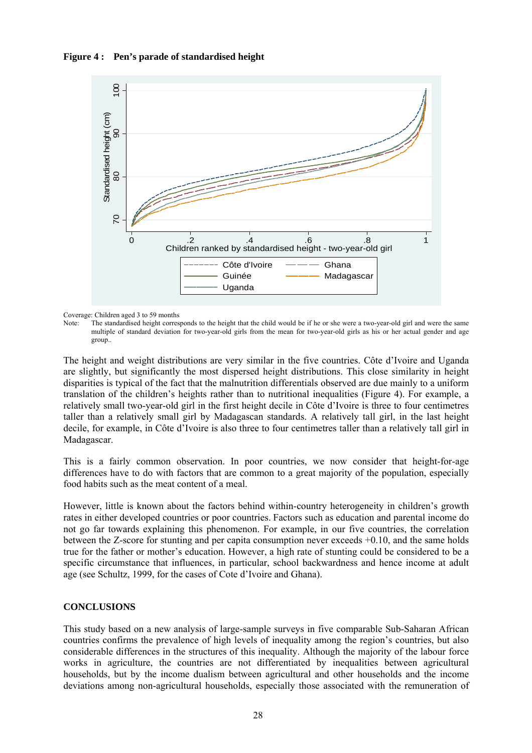**Figure 4 : Pen's parade of standardised height**

Coverage: Children aged 3 to 59 months

Note: The standardised height corresponds to the height that the child would be if he or she were a two-year-old girl and were the same multiple of standard deviation for two-year-old girls from the mean for two-year-old girls as his or her actual gender and age group..

The height and weight distributions are very similar in the five countries. Côte d'Ivoire and Uganda are slightly, but significantly the most dispersed height distributions. This close similarity in height disparities is typical of the fact that the malnutrition differentials observed are due mainly to a uniform translation of the children's heights rather than to nutritional inequalities (Figure 4). For example, a relatively small two-year-old girl in the first height decile in Côte d'Ivoire is three to four centimetres taller than a relatively small girl by Madagascan standards. A relatively tall girl, in the last height decile, for example, in Côte d'Ivoire is also three to four centimetres taller than a relatively tall girl in Madagascar.

This is a fairly common observation. In poor countries, we now consider that height-for-age differences have to do with factors that are common to a great majority of the population, especially food habits such as the meat content of a meal.

However, little is known about the factors behind within-country heterogeneity in children's growth rates in either developed countries or poor countries. Factors such as education and parental income do not go far towards explaining this phenomenon. For example, in our five countries, the correlation between the Z-score for stunting and per capita consumption never exceeds +0.10, and the same holds true for the father or mother's education. However, a high rate of stunting could be considered to be a specific circumstance that influences, in particular, school backwardness and hence income at adult age (see Schultz, 1999, for the cases of Cote d'Ivoire and Ghana).

## CONCLUSIONS

This study based on a new analysis of large-sample surveys in five comparable Sub-Saharan African countries confirms the prevalence of high levels of inequality among the region's countries, but also considerable differences in the structures of this inequality. Although the majority of the labour force works in agriculture, the countries are not differentiated by inequalities between agricultural households, but by the income dualism between agricultural and other households and the income deviations among non-agricultural households, especially those associated with the remuneration of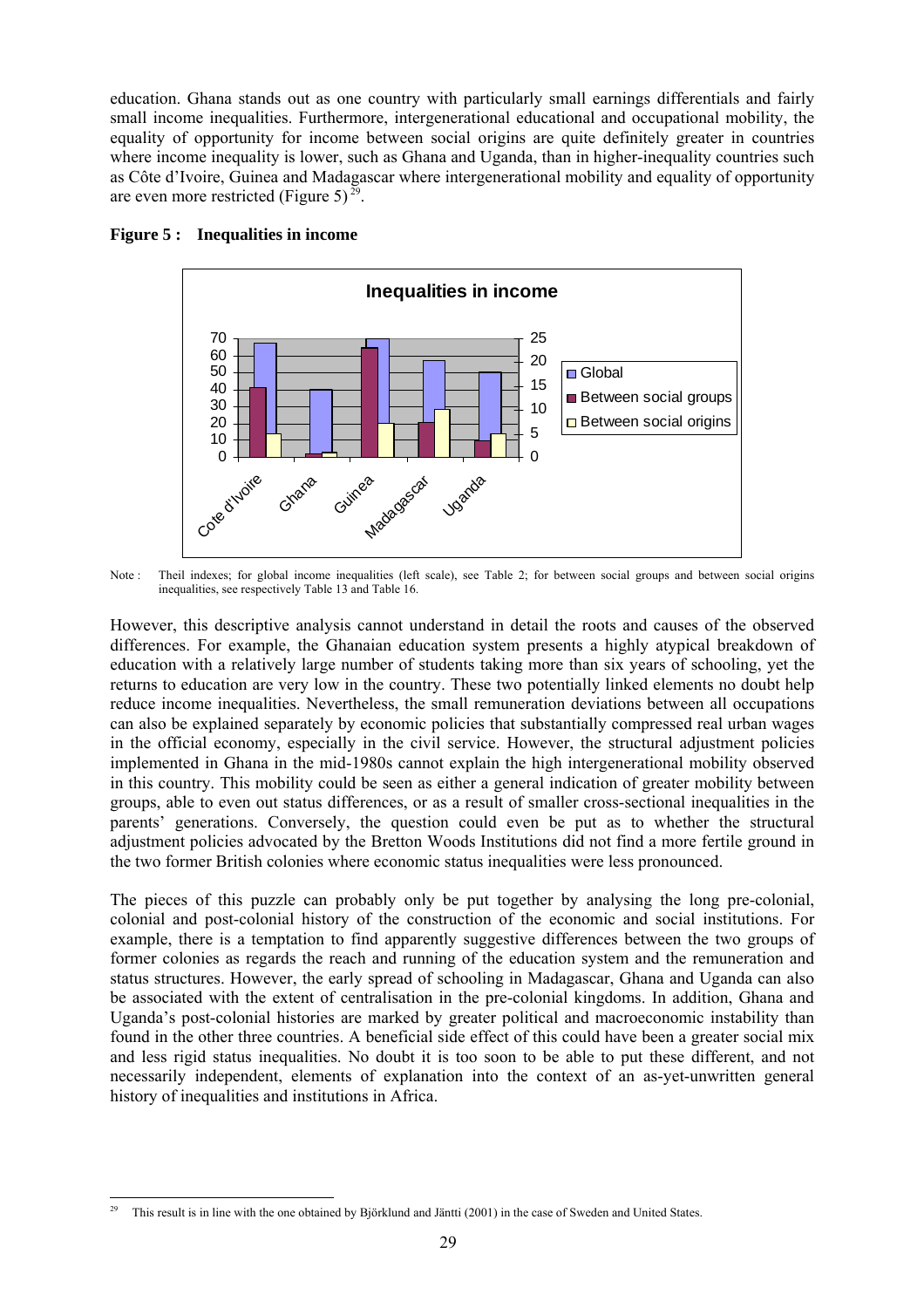education. Ghana stands out as one country with particularly small earnings differentials and fairly small income inequalities. Furthermore, intergenerational educational and occupational mobility, the equality of opportunity for income between social origins are quite definitely greater in countries where income inequality is lower, such as Ghana and Uganda, than in higher-inequality countries such as Côte d'Ivoire, Guinea and Madagascar where intergenerational mobility and equality of opportunity are even more restricted (Figure 5) [29].

**Figure 5 : Inequalities in income**

Note : Theil indexes; for global income inequalities (left scale), see Table 2; for between social groups and between social origins inequalities, see respectively Table 13 and Table 16.

However, this descriptive analysis cannot understand in detail the roots and causes of the observed differences. For example, the Ghanaian education system presents a highly atypical breakdown of education with a relatively large number of students taking more than six years of schooling, yet the returns to education are very low in the country. These two potentially linked elements no doubt help reduce income inequalities. Nevertheless, the small remuneration deviations between all occupations can also be explained separately by economic policies that substantially compressed real urban wages in the official economy, especially in the civil service. However, the structural adjustment policies implemented in Ghana in the mid-1980s cannot explain the high intergenerational mobility observed in this country. This mobility could be seen as either a general indication of greater mobility between groups, able to even out status differences, or as a result of smaller cross-sectional inequalities in the parents' generations. Conversely, the question could even be put as to whether the structural adjustment policies advocated by the Bretton Woods Institutions did not find a more fertile ground in the two former British colonies where economic status inequalities were less pronounced.

The pieces of this puzzle can probably only be put together by analysing the long pre-colonial, colonial and post-colonial history of the construction of the economic and social institutions. For example, there is a temptation to find apparently suggestive differences between the two groups of former colonies as regards the reach and running of the education system and the remuneration and status structures. However, the early spread of schooling in Madagascar, Ghana and Uganda can also be associated with the extent of centralisation in the pre-colonial kingdoms. In addition, Ghana and Uganda's post-colonial histories are marked by greater political and macroeconomic instability than found in the other three countries. A beneficial side effect of this could have been a greater social mix and less rigid status inequalities. No doubt it is too soon to be able to put these different, and not necessarily independent, elements of explanation into the context of an as-yet-unwritten general history of inequalities and institutions in Africa.

[29] This result is in line with the one obtained by Björklund and Jäntti (2001) in the case of Sweden and United States.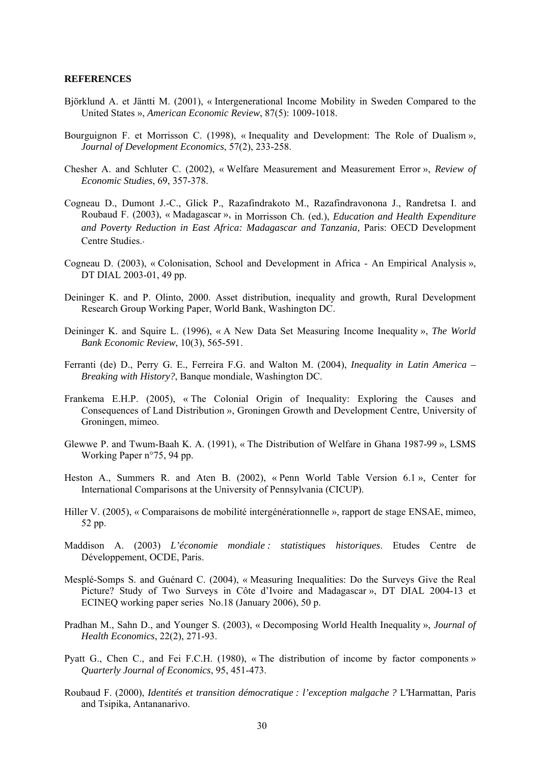**REFERENCES**

Björklund A. et Jäntti M. (2001), « Intergenerational Income Mobility in Sweden Compared to the United States », *American Economic Review*, 87(5): 1009-1018.

Bourguignon F. et Morrisson C. (1998), « Inequality and Development: The Role of Dualism », *Journal of Development Economics*, 57(2), 233-258.

Chesher A. and Schluter C. (2002), « Welfare Measurement and Measurement Error », *Review of Economic Studies*, 69, 357-378.

Cogneau D., Dumont J.-C., Glick P., Razafindrakoto M., Razafindravonona J., Randretsa I. and Roubaud F. (2003), « Madagascar », in Morrisson Ch. (ed.), *Education and Health Expenditure and Poverty Reduction in East Africa: Madagascar and Tanzania,* Paris: OECD Development Centre Studies.

Cogneau D. (2003), « Colonisation, School and Development in Africa - An Empirical Analysis », DT DIAL 2003-01, 49 pp.

Deininger K. and P. Olinto, 2000. Asset distribution, inequality and growth, Rural Development Research Group Working Paper, World Bank, Washington DC.

Deininger K. and Squire L. (1996), « A New Data Set Measuring Income Inequality », *The World Bank Economic Review*, 10(3), 565-591.

Ferranti (de) D., Perry G. E., Ferreira F.G. and Walton M. (2004), *Inequality in Latin America – Breaking with History?*, Banque mondiale, Washington DC.

Frankema E.H.P. (2005), « The Colonial Origin of Inequality: Exploring the Causes and Consequences of Land Distribution », Groningen Growth and Development Centre, University of Groningen, mimeo.

Glewwe P. and Twum-Baah K. A. (1991), « The Distribution of Welfare in Ghana 1987-99 », LSMS Working Paper n°75, 94 pp.

Heston A., Summers R. and Aten B. (2002), « Penn World Table Version 6.1 », Center for International Comparisons at the University of Pennsylvania (CICUP).

Hiller V. (2005), « Comparaisons de mobilité intergénérationnelle », rapport de stage ENSAE, mimeo, 52 pp.

Maddison A. (2003) *L'économie mondiale : statistiques historiques*. Etudes Centre de Développement, OCDE, Paris.

Mesplé-Somps S. and Guénard C. (2004), « Measuring Inequalities: Do the Surveys Give the Real Picture? Study of Two Surveys in Côte d'Ivoire and Madagascar », DT DIAL 2004-13 et ECINEQ working paper series No.18 (January 2006), 50 p.

Pradhan M., Sahn D., and Younger S. (2003), « Decomposing World Health Inequality », *Journal of Health Economics*, 22(2), 271-93.

Pyatt G., Chen C., and Fei F.C.H. (1980), « The distribution of income by factor components » *Quarterly Journal of Economics*, 95, 451-473.

Roubaud F. (2000), *Identités et transition démocratique : l'exception malgache ?* L'Harmattan, Paris and Tsipika, Antananarivo.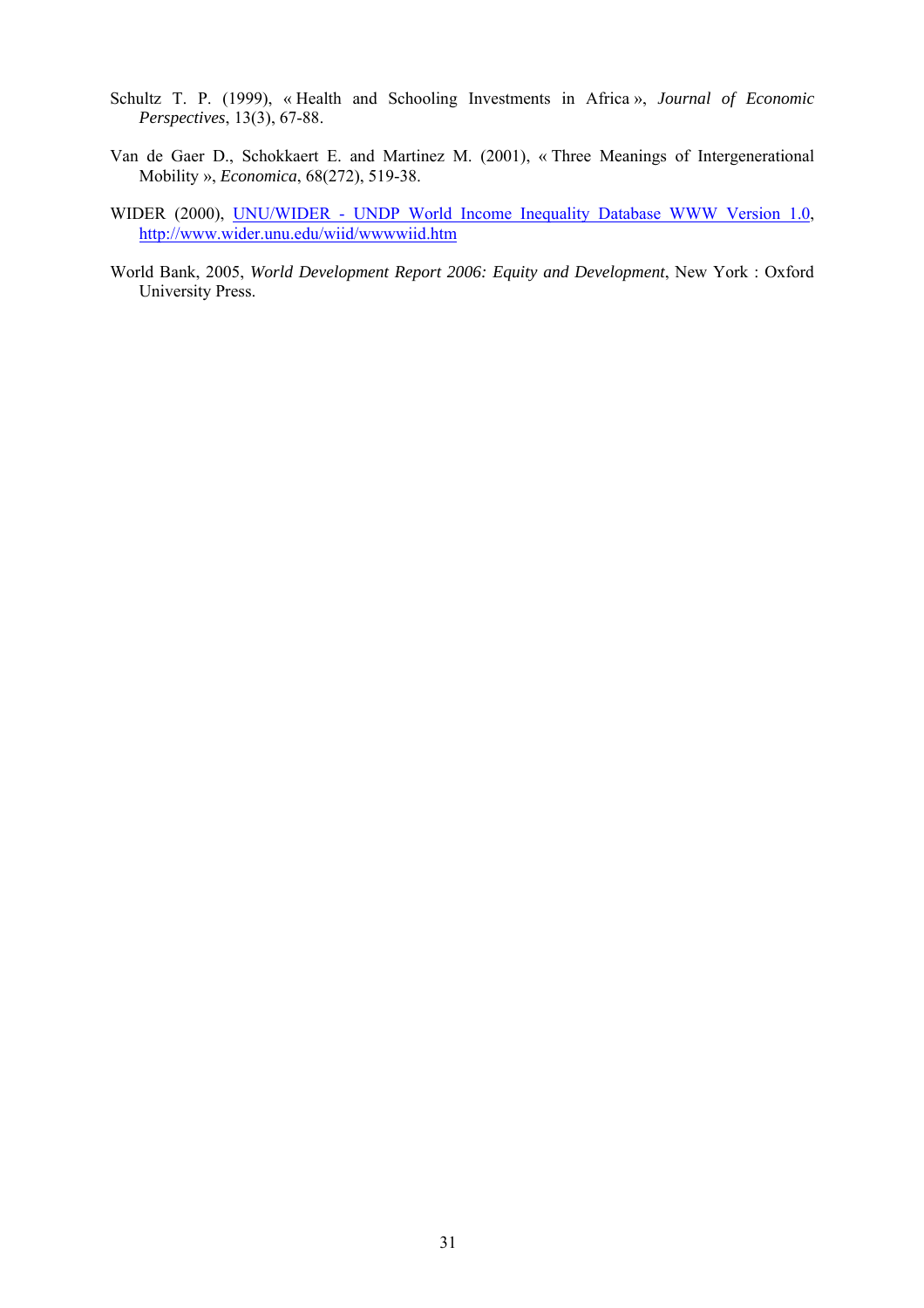Schultz T. P. (1999), « Health and Schooling Investments in Africa », *Journal of Economic Perspectives*, 13(3), 67-88.

Van de Gaer D., Schokkaert E. and Martinez M. (2001), « Three Meanings of Intergenerational Mobility », *Economica*, 68(272), 519-38.

WIDER (2000), [UNU/WIDER - UNDP World Income Inequality Database WWW Version 1.0](http://www.wider.unu.edu/wiid/wwwwiid.htm), [http://www.wider.unu.edu/wiid/wwwwiid.htm](http://www.wider.unu.edu/wiid/wwwwiid.htm)

World Bank, 2005, *World Development Report 2006: Equity and Development*, New York : Oxford University Press.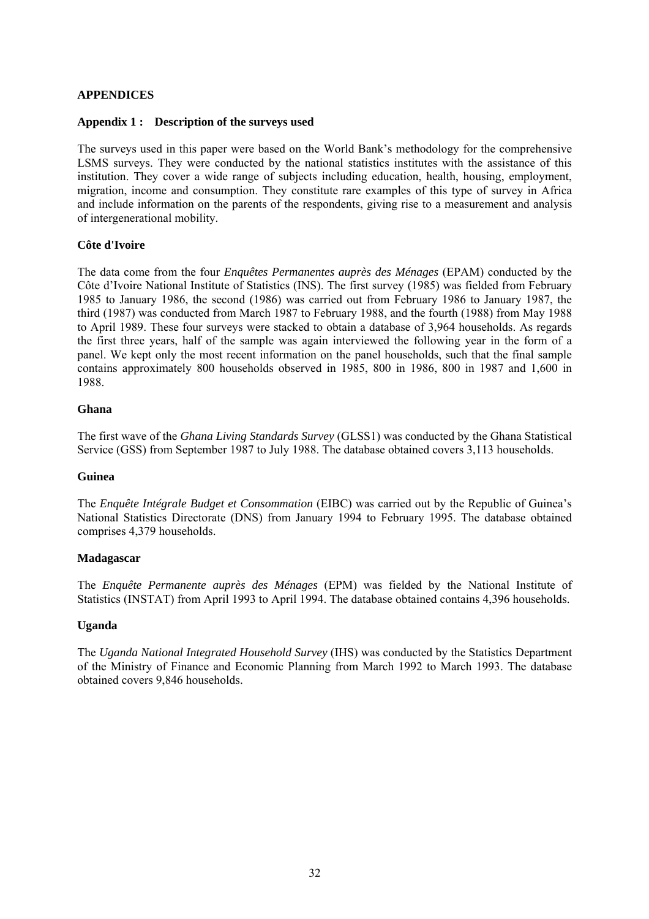## APPENDICES

### Appendix 1 : Description of the surveys used

The surveys used in this paper were based on the World Bank's methodology for the comprehensive LSMS surveys. They were conducted by the national statistics institutes with the assistance of this institution. They cover a wide range of subjects including education, health, housing, employment, migration, income and consumption. They constitute rare examples of this type of survey in Africa and include information on the parents of the respondents, giving rise to a measurement and analysis of intergenerational mobility.

**Côte d'Ivoire**

The data come from the four *Enquêtes Permanentes auprès des Ménages* (EPAM) conducted by the Côte d'Ivoire National Institute of Statistics (INS). The first survey (1985) was fielded from February 1985 to January 1986, the second (1986) was carried out from February 1986 to January 1987, the third (1987) was conducted from March 1987 to February 1988, and the fourth (1988) from May 1988 to April 1989. These four surveys were stacked to obtain a database of 3,964 households. As regards the first three years, half of the sample was again interviewed the following year in the form of a panel. We kept only the most recent information on the panel households, such that the final sample contains approximately 800 households observed in 1985, 800 in 1986, 800 in 1987 and 1,600 in 1988.

**Ghana**

The first wave of the *Ghana Living Standards Survey* (GLSS1) was conducted by the Ghana Statistical Service (GSS) from September 1987 to July 1988. The database obtained covers 3,113 households.

**Guinea**

The *Enquête Intégrale Budget et Consommation* (EIBC) was carried out by the Republic of Guinea's National Statistics Directorate (DNS) from January 1994 to February 1995. The database obtained comprises 4,379 households.

**Madagascar**

The *Enquête Permanente auprès des Ménages* (EPM) was fielded by the National Institute of Statistics (INSTAT) from April 1993 to April 1994. The database obtained contains 4,396 households.

**Uganda**

The *Uganda National Integrated Household Survey* (IHS) was conducted by the Statistics Department of the Ministry of Finance and Economic Planning from March 1992 to March 1993. The database obtained covers 9,846 households.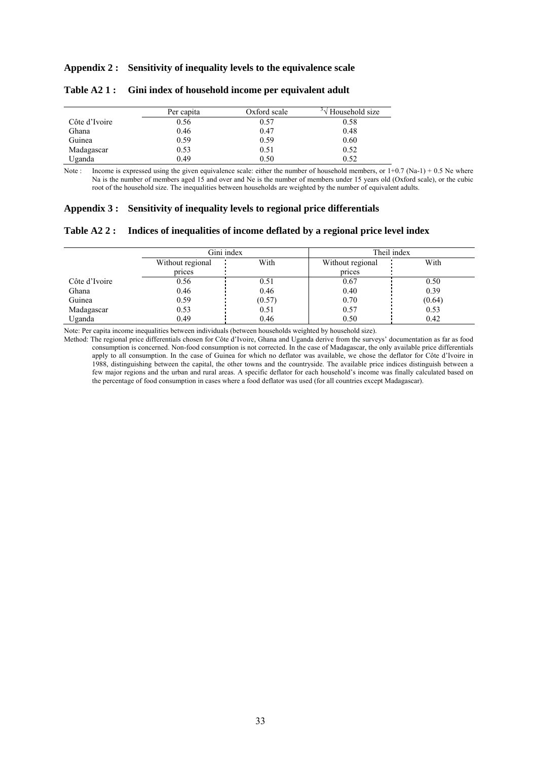## Appendix 2 : Sensitivity of inequality levels to the equivalence scale

### Table A2 1 : Gini index of household income per equivalent adult

| | Per capita | Oxford scale | $\sqrt[3]{\text{Household size}}$ |
|---|---|---|---|
| Côte d'Ivoire | 0.56 | 0.57 | 0.58 |
| Ghana | 0.46 | 0.47 | 0.48 |
| Guinea | 0.59 | 0.59 | 0.60 |
| Madagascar | 0.53 | 0.51 | 0.52 |
| Uganda | 0.49 | 0.50 | 0.52 |

Note : Income is expressed using the given equivalence scale: either the number of household members, or $1+0.7\ (Na-1) + 0.5\ Ne$ where Na is the number of members aged 15 and over and Ne is the number of members under 15 years old (Oxford scale), or the cubic root of the household size. The inequalities between households are weighted by the number of equivalent adults.

## Appendix 3 : Sensitivity of inequality levels to regional price differentials

### Table A2 2 : Indices of inequalities of income deflated by a regional price level index

| | Gini index | | Theil index | |
|---|---|---|---|---|
| | Without regional prices | With | Without regional prices | With |
| Côte d'Ivoire | 0.56 | 0.51 | 0.67 | 0.50 |
| Ghana | 0.46 | 0.46 | 0.40 | 0.39 |
| Guinea | 0.59 | (0.57) | 0.70 | (0.64) |
| Madagascar | 0.53 | 0.51 | 0.57 | 0.53 |
| Uganda | 0.49 | 0.46 | 0.50 | 0.42 |

Note: Per capita income inequalities between individuals (between households weighted by household size).

Method: The regional price differentials chosen for Côte d'Ivoire, Ghana and Uganda derive from the surveys' documentation as far as food consumption is concerned. Non-food consumption is not corrected. In the case of Madagascar, the only available price differentials apply to all consumption. In the case of Guinea for which no deflator was available, we chose the deflator for Côte d'Ivoire in 1988, distinguishing between the capital, the other towns and the countryside. The available price indices distinguish between a few major regions and the urban and rural areas. A specific deflator for each household's income was finally calculated based on the percentage of food consumption in cases where a food deflator was used (for all countries except Madagascar).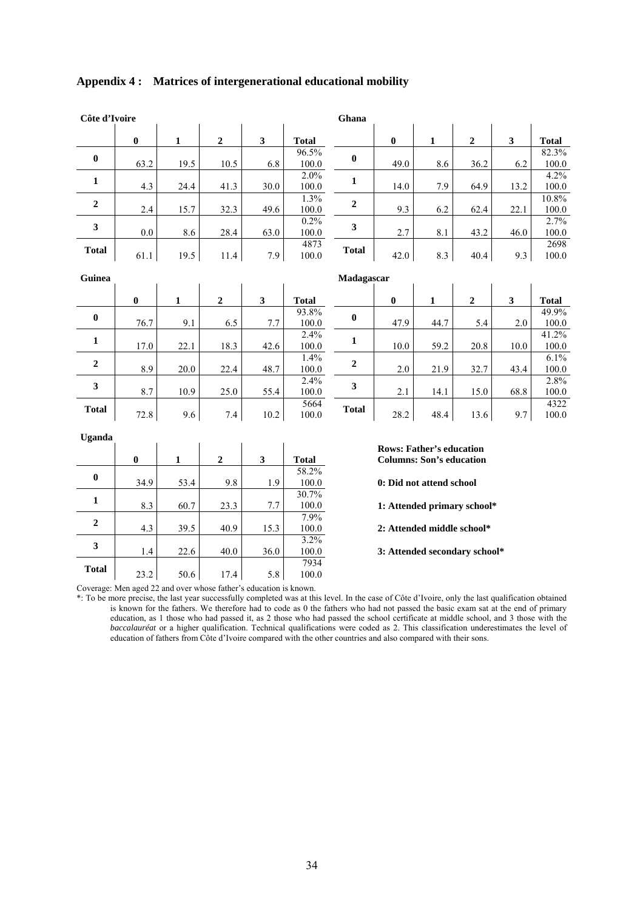## Appendix 4 : Matrices of intergenerational educational mobility

**Côte d'Ivoire**

| | 0 | 1 | 2 | 3 | Total |
|---|---|---|---|---|---|
| **0** | 63.2 | 19.5 | 10.5 | 6.8 | 96.5%<br>100.0 |
| **1** | 4.3 | 24.4 | 41.3 | 30.0 | 2.0%<br>100.0 |
| **2** | 2.4 | 15.7 | 32.3 | 49.6 | 1.3%<br>100.0 |
| **3** | 0.0 | 8.6 | 28.4 | 63.0 | 0.2%<br>100.0 |
| **Total** | 61.1 | 19.5 | 11.4 | 7.9 | 4873<br>100.0 |

**Ghana**

| | 0 | 1 | 2 | 3 | Total |
|---|---|---|---|---|---|
| **0** | 49.0 | 8.6 | 36.2 | 6.2 | 82.3%<br>100.0 |
| **1** | 14.0 | 7.9 | 64.9 | 13.2 | 4.2%<br>100.0 |
| **2** | 9.3 | 6.2 | 62.4 | 22.1 | 10.8%<br>100.0 |
| **3** | 2.7 | 8.1 | 43.2 | 46.0 | 2.7%<br>100.0 |
| **Total** | 42.0 | 8.3 | 40.4 | 9.3 | 2698<br>100.0 |

**Guinea**

| | 0 | 1 | 2 | 3 | Total |
|---|---|---|---|---|---|
| **0** | 76.7 | 9.1 | 6.5 | 7.7 | 93.8%<br>100.0 |
| **1** | 17.0 | 22.1 | 18.3 | 42.6 | 2.4%<br>100.0 |
| **2** | 8.9 | 20.0 | 22.4 | 48.7 | 1.4%<br>100.0 |
| **3** | 8.7 | 10.9 | 25.0 | 55.4 | 2.4%<br>100.0 |
| **Total** | 72.8 | 9.6 | 7.4 | 10.2 | 5664<br>100.0 |

**Madagascar**

| | 0 | 1 | 2 | 3 | Total |
|---|---|---|---|---|---|
| **0** | 47.9 | 44.7 | 5.4 | 2.0 | 49.9%<br>100.0 |
| **1** | 10.0 | 59.2 | 20.8 | 10.0 | 41.2%<br>100.0 |
| **2** | 2.0 | 21.9 | 32.7 | 43.4 | 6.1%<br>100.0 |
| **3** | 2.1 | 14.1 | 15.0 | 68.8 | 2.8%<br>100.0 |
| **Total** | 28.2 | 48.4 | 13.6 | 9.7 | 4322<br>100.0 |

**Uganda**

| | 0 | 1 | 2 | 3 | Total |
|---|---|---|---|---|---|
| **0** | 34.9 | 53.4 | 9.8 | 1.9 | 58.2%<br>100.0 |
| **1** | 8.3 | 60.7 | 23.3 | 7.7 | 30.7%<br>100.0 |
| **2** | 4.3 | 39.5 | 40.9 | 15.3 | 7.9%<br>100.0 |
| **3** | 1.4 | 22.6 | 40.0 | 36.0 | 3.2%<br>100.0 |
| **Total** | 23.2 | 50.6 | 17.4 | 5.8 | 7934<br>100.0 |

**Rows: Father's education**
**Columns: Son's education**

**0: Did not attend school**

**1: Attended primary school***

**2: Attended middle school***

**3: Attended secondary school***

Coverage: Men aged 22 and over whose father's education is known.

*: To be more precise, the last year successfully completed was at this level. In the case of Côte d'Ivoire, only the last qualification obtained is known for the fathers. We therefore had to code as 0 the fathers who had not passed the basic exam sat at the end of primary education, as 1 those who had passed it, as 2 those who had passed the school certificate at middle school, and 3 those with the *baccalauréat* or a higher qualification. Technical qualifications were coded as 2. This classification underestimates the level of education of fathers from Côte d'Ivoire compared with the other countries and also compared with their sons.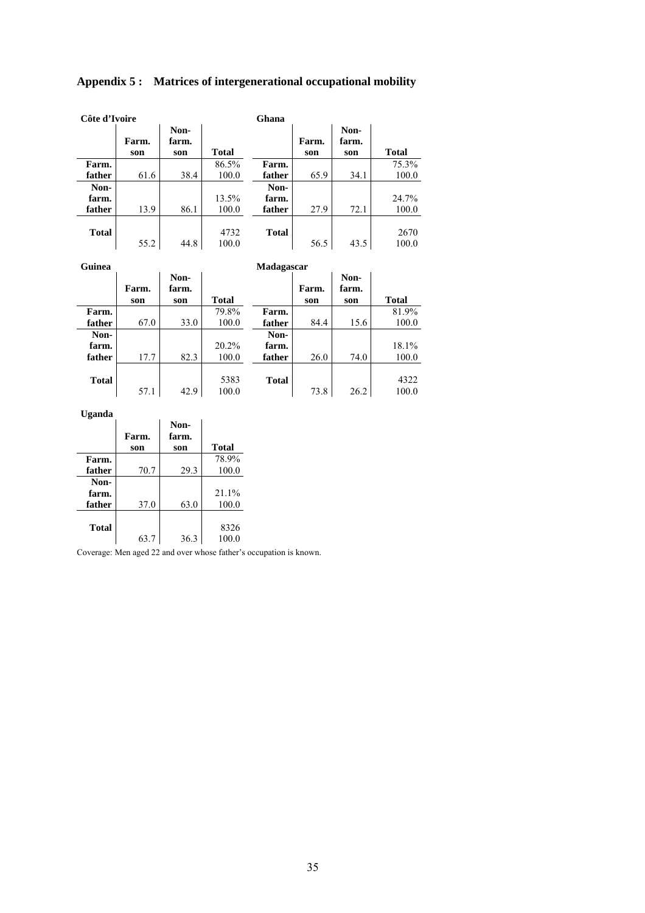## Appendix 5 : Matrices of intergenerational occupational mobility

**Côte d'Ivoire**

| | Farm. son | Non-farm. son | Total |
|---|---|---|---|
| **Farm. father** | 61.6 | 38.4 | 86.5%<br>100.0 |
| **Non-farm. father** | 13.9 | 86.1 | 13.5%<br>100.0 |
| **Total** | 55.2 | 44.8 | 4732<br>100.0 |

**Ghana**

| | Farm. son | Non-farm. son | Total |
|---|---|---|---|
| **Farm. father** | 65.9 | 34.1 | 75.3%<br>100.0 |
| **Non-farm. father** | 27.9 | 72.1 | 24.7%<br>100.0 |
| **Total** | 56.5 | 43.5 | 2670<br>100.0 |

**Guinea**

| | Farm. son | Non-farm. son | Total |
|---|---|---|---|
| **Farm. father** | 67.0 | 33.0 | 79.8%<br>100.0 |
| **Non-farm. father** | 17.7 | 82.3 | 20.2%<br>100.0 |
| **Total** | 57.1 | 42.9 | 5383<br>100.0 |

**Madagascar**

| | Farm. son | Non-farm. son | Total |
|---|---|---|---|
| **Farm. father** | 84.4 | 15.6 | 81.9%<br>100.0 |
| **Non-farm. father** | 26.0 | 74.0 | 18.1%<br>100.0 |
| **Total** | 73.8 | 26.2 | 4322<br>100.0 |

**Uganda**

| | Farm. son | Non-farm. son | Total |
|---|---|---|---|
| **Farm. father** | 70.7 | 29.3 | 78.9%<br>100.0 |
| **Non-farm. father** | 37.0 | 63.0 | 21.1%<br>100.0 |
| **Total** | 63.7 | 36.3 | 8326<br>100.0 |

Coverage: Men aged 22 and over whose father's occupation is known.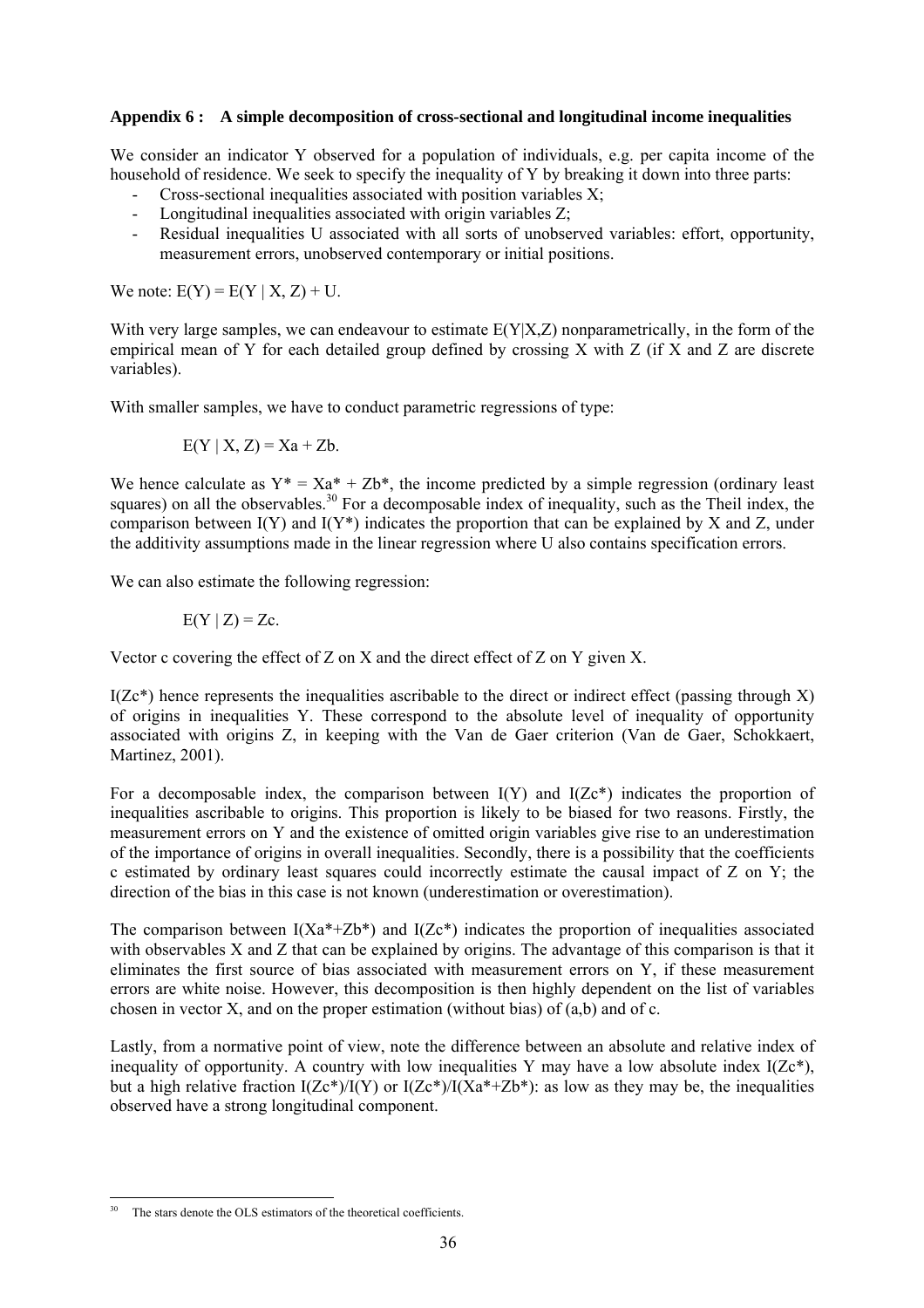### Appendix 6 : A simple decomposition of cross-sectional and longitudinal income inequalities

We consider an indicator Y observed for a population of individuals, e.g. per capita income of the household of residence. We seek to specify the inequality of Y by breaking it down into three parts:

- Cross-sectional inequalities associated with position variables X;
- Longitudinal inequalities associated with origin variables Z;
- Residual inequalities U associated with all sorts of unobserved variables: effort, opportunity, measurement errors, unobserved contemporary or initial positions.

We note: $E(Y) = E(Y \mid X, Z) + U$.

With very large samples, we can endeavour to estimate $E(Y|X,Z)$ nonparametrically, in the form of the empirical mean of Y for each detailed group defined by crossing X with Z (if X and Z are discrete variables).

With smaller samples, we have to conduct parametric regressions of type:

$$E(Y \mid X, Z) = Xa + Zb.$$

We hence calculate as $Y^* = Xa^* + Zb^*$, the income predicted by a simple regression (ordinary least squares) on all the observables.[30] For a decomposable index of inequality, such as the Theil index, the comparison between $I(Y)$ and $I(Y^*)$ indicates the proportion that can be explained by X and Z, under the additivity assumptions made in the linear regression where U also contains specification errors.

We can also estimate the following regression:

$$E(Y \mid Z) = Zc.$$

Vector c covering the effect of Z on X and the direct effect of Z on Y given X.

$I(Zc^*)$ hence represents the inequalities ascribable to the direct or indirect effect (passing through X) of origins in inequalities Y. These correspond to the absolute level of inequality of opportunity associated with origins Z, in keeping with the Van de Gaer criterion (Van de Gaer, Schokkaert, Martinez, 2001).

For a decomposable index, the comparison between $I(Y)$ and $I(Zc^*)$ indicates the proportion of inequalities ascribable to origins. This proportion is likely to be biased for two reasons. Firstly, the measurement errors on Y and the existence of omitted origin variables give rise to an underestimation of the importance of origins in overall inequalities. Secondly, there is a possibility that the coefficients c estimated by ordinary least squares could incorrectly estimate the causal impact of Z on Y; the direction of the bias in this case is not known (underestimation or overestimation).

The comparison between $I(Xa^*+Zb^*)$ and $I(Zc^*)$ indicates the proportion of inequalities associated with observables X and Z that can be explained by origins. The advantage of this comparison is that it eliminates the first source of bias associated with measurement errors on Y, if these measurement errors are white noise. However, this decomposition is then highly dependent on the list of variables chosen in vector X, and on the proper estimation (without bias) of (a,b) and of c.

Lastly, from a normative point of view, note the difference between an absolute and relative index of inequality of opportunity. A country with low inequalities Y may have a low absolute index $I(Zc^*)$, but a high relative fraction $I(Zc^*)/I(Y)$ or $I(Zc^*)/I(Xa^*+Zb^*)$: as low as they may be, the inequalities observed have a strong longitudinal component.

---

[30] The stars denote the OLS estimators of the theoretical coefficients.